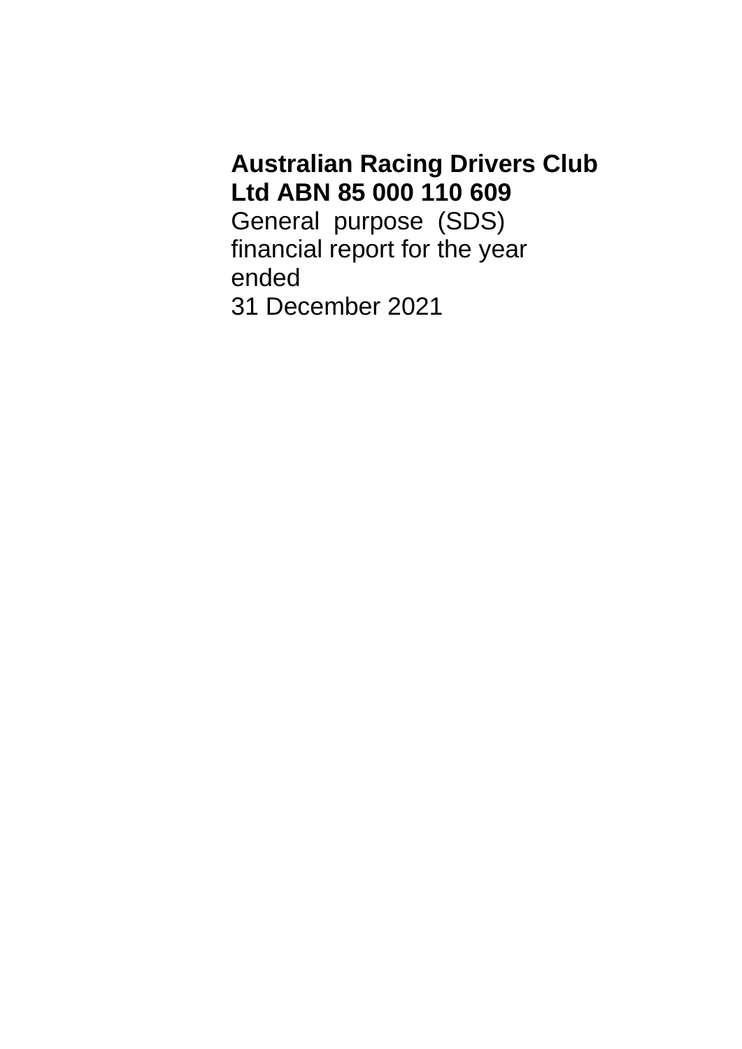**Australian Racing Drivers Club Ltd ABN 85 000 110 609**

General purpose (SDS) financial report for the year ended
31 December 2021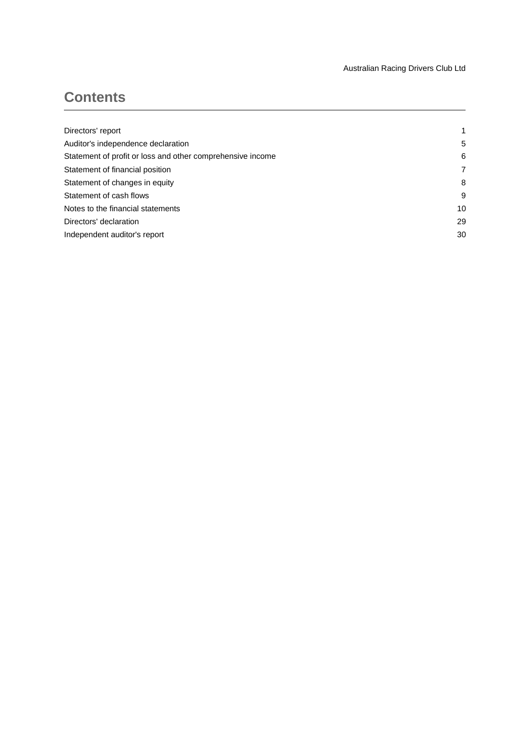# Contents

| | |
|---|---|
| Directors' report | 1 |
| Auditor's independence declaration | 5 |
| Statement of profit or loss and other comprehensive income | 6 |
| Statement of financial position | 7 |
| Statement of changes in equity | 8 |
| Statement of cash flows | 9 |
| Notes to the financial statements | 10 |
| Directors' declaration | 29 |
| Independent auditor's report | 30 |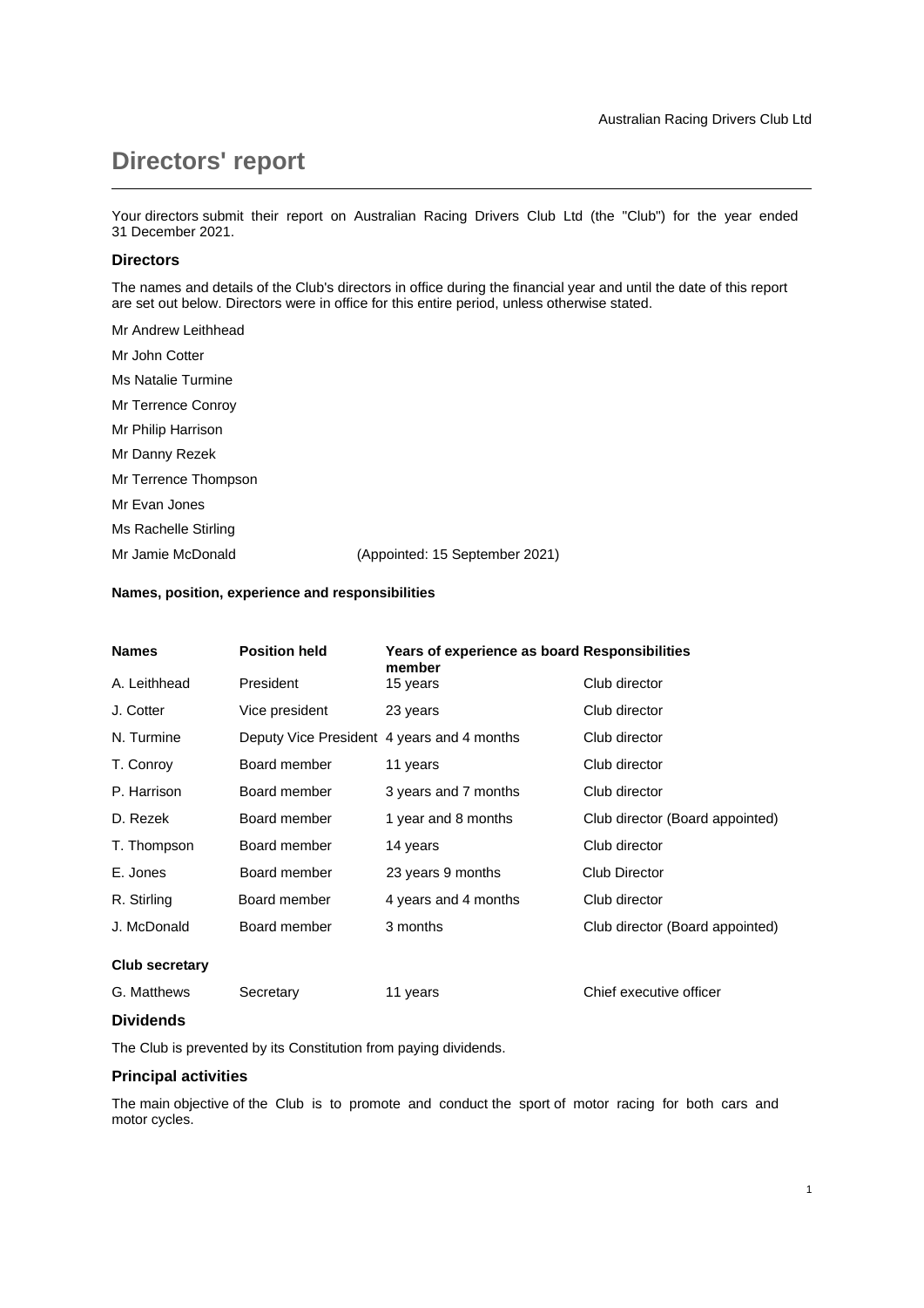# Directors' report

Your directors submit their report on Australian Racing Drivers Club Ltd (the "Club") for the year ended 31 December 2021.

## Directors

The names and details of the Club's directors in office during the financial year and until the date of this report are set out below. Directors were in office for this entire period, unless otherwise stated.

Mr Andrew Leithhead

Mr John Cotter

Ms Natalie Turmine

Mr Terrence Conroy

Mr Philip Harrison

Mr Danny Rezek

Mr Terrence Thompson

Mr Evan Jones

Ms Rachelle Stirling

Mr Jamie McDonald (Appointed: 15 September 2021)

### Names, position, experience and responsibilities

| Names | Position held | Years of experience as board member | Responsibilities |
|---|---|---|---|
| A. Leithhead | President | 15 years | Club director |
| J. Cotter | Vice president | 23 years | Club director |
| N. Turmine | Deputy Vice President | 4 years and 4 months | Club director |
| T. Conroy | Board member | 11 years | Club director |
| P. Harrison | Board member | 3 years and 7 months | Club director |
| D. Rezek | Board member | 1 year and 8 months | Club director (Board appointed) |
| T. Thompson | Board member | 14 years | Club director |
| E. Jones | Board member | 23 years 9 months | Club Director |
| R. Stirling | Board member | 4 years and 4 months | Club director |
| J. McDonald | Board member | 3 months | Club director (Board appointed) |
| **Club secretary** | | | |
| G. Matthews | Secretary | 11 years | Chief executive officer |

## Dividends

The Club is prevented by its Constitution from paying dividends.

## Principal activities

The main objective of the Club is to promote and conduct the sport of motor racing for both cars and motor cycles.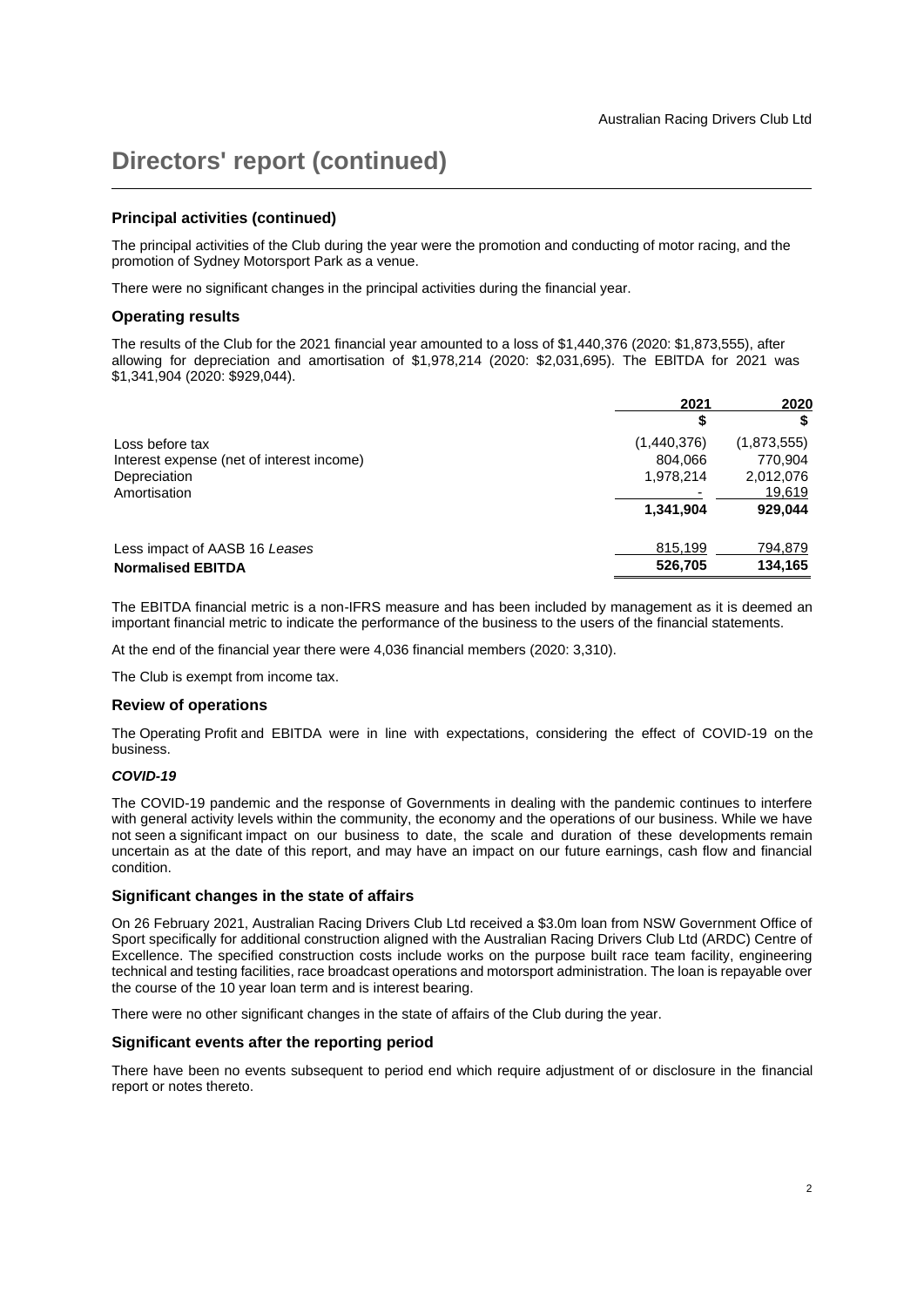# Directors' report (continued)

## Principal activities (continued)

The principal activities of the Club during the year were the promotion and conducting of motor racing, and the promotion of Sydney Motorsport Park as a venue.

There were no significant changes in the principal activities during the financial year.

## Operating results

The results of the Club for the 2021 financial year amounted to a loss of $1,440,376 (2020: $1,873,555), after allowing for depreciation and amortisation of $1,978,214 (2020: $2,031,695). The EBITDA for 2021 was $1,341,904 (2020: $929,044).

| | 2021 | 2020 |
|---|---|---|
| | $ | $ |
| Loss before tax | (1,440,376) | (1,873,555) |
| Interest expense (net of interest income) | 804,066 | 770,904 |
| Depreciation | 1,978,214 | 2,012,076 |
| Amortisation | - | 19,619 |
| | **1,341,904** | **929,044** |
| Less impact of AASB 16 *Leases* | 815,199 | 794,879 |
| **Normalised EBITDA** | **526,705** | **134,165** |

The EBITDA financial metric is a non-IFRS measure and has been included by management as it is deemed an important financial metric to indicate the performance of the business to the users of the financial statements.

At the end of the financial year there were 4,036 financial members (2020: 3,310).

The Club is exempt from income tax.

## Review of operations

The Operating Profit and EBITDA were in line with expectations, considering the effect of COVID-19 on the business.

***COVID-19***

The COVID-19 pandemic and the response of Governments in dealing with the pandemic continues to interfere with general activity levels within the community, the economy and the operations of our business. While we have not seen a significant impact on our business to date, the scale and duration of these developments remain uncertain as at the date of this report, and may have an impact on our future earnings, cash flow and financial condition.

## Significant changes in the state of affairs

On 26 February 2021, Australian Racing Drivers Club Ltd received a $3.0m loan from NSW Government Office of Sport specifically for additional construction aligned with the Australian Racing Drivers Club Ltd (ARDC) Centre of Excellence. The specified construction costs include works on the purpose built race team facility, engineering technical and testing facilities, race broadcast operations and motorsport administration. The loan is repayable over the course of the 10 year loan term and is interest bearing.

There were no other significant changes in the state of affairs of the Club during the year.

## Significant events after the reporting period

There have been no events subsequent to period end which require adjustment of or disclosure in the financial report or notes thereto.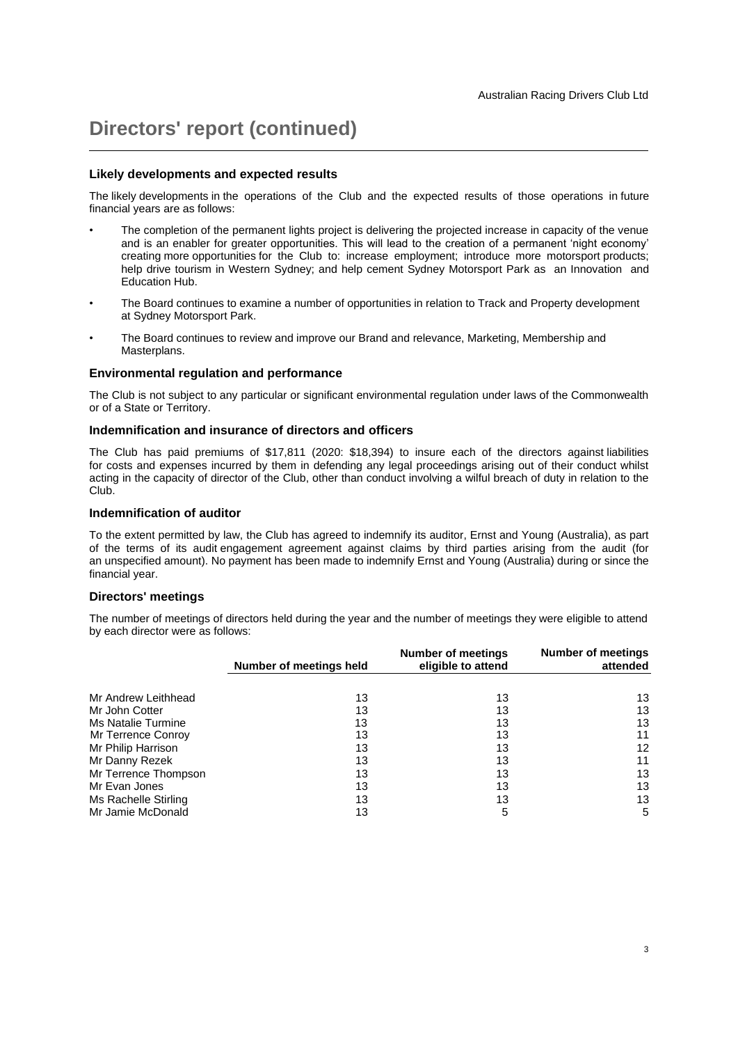# Directors' report (continued)

### Likely developments and expected results

The likely developments in the operations of the Club and the expected results of those operations in future financial years are as follows:

- The completion of the permanent lights project is delivering the projected increase in capacity of the venue and is an enabler for greater opportunities. This will lead to the creation of a permanent 'night economy' creating more opportunities for the Club to: increase employment; introduce more motorsport products; help drive tourism in Western Sydney; and help cement Sydney Motorsport Park as an Innovation and Education Hub.
- The Board continues to examine a number of opportunities in relation to Track and Property development at Sydney Motorsport Park.
- The Board continues to review and improve our Brand and relevance, Marketing, Membership and Masterplans.

### Environmental regulation and performance

The Club is not subject to any particular or significant environmental regulation under laws of the Commonwealth or of a State or Territory.

### Indemnification and insurance of directors and officers

The Club has paid premiums of $17,811 (2020: $18,394) to insure each of the directors against liabilities for costs and expenses incurred by them in defending any legal proceedings arising out of their conduct whilst acting in the capacity of director of the Club, other than conduct involving a wilful breach of duty in relation to the Club.

### Indemnification of auditor

To the extent permitted by law, the Club has agreed to indemnify its auditor, Ernst and Young (Australia), as part of the terms of its audit engagement agreement against claims by third parties arising from the audit (for an unspecified amount). No payment has been made to indemnify Ernst and Young (Australia) during or since the financial year.

### Directors' meetings

The number of meetings of directors held during the year and the number of meetings they were eligible to attend by each director were as follows:

| | Number of meetings held | Number of meetings eligible to attend | Number of meetings attended |
|---|---|---|---|
| Mr Andrew Leithhead | 13 | 13 | 13 |
| Mr John Cotter | 13 | 13 | 13 |
| Ms Natalie Turmine | 13 | 13 | 13 |
| Mr Terrence Conroy | 13 | 13 | 11 |
| Mr Philip Harrison | 13 | 13 | 12 |
| Mr Danny Rezek | 13 | 13 | 11 |
| Mr Terrence Thompson | 13 | 13 | 13 |
| Mr Evan Jones | 13 | 13 | 13 |
| Ms Rachelle Stirling | 13 | 13 | 13 |
| Mr Jamie McDonald | 13 | 5 | 5 |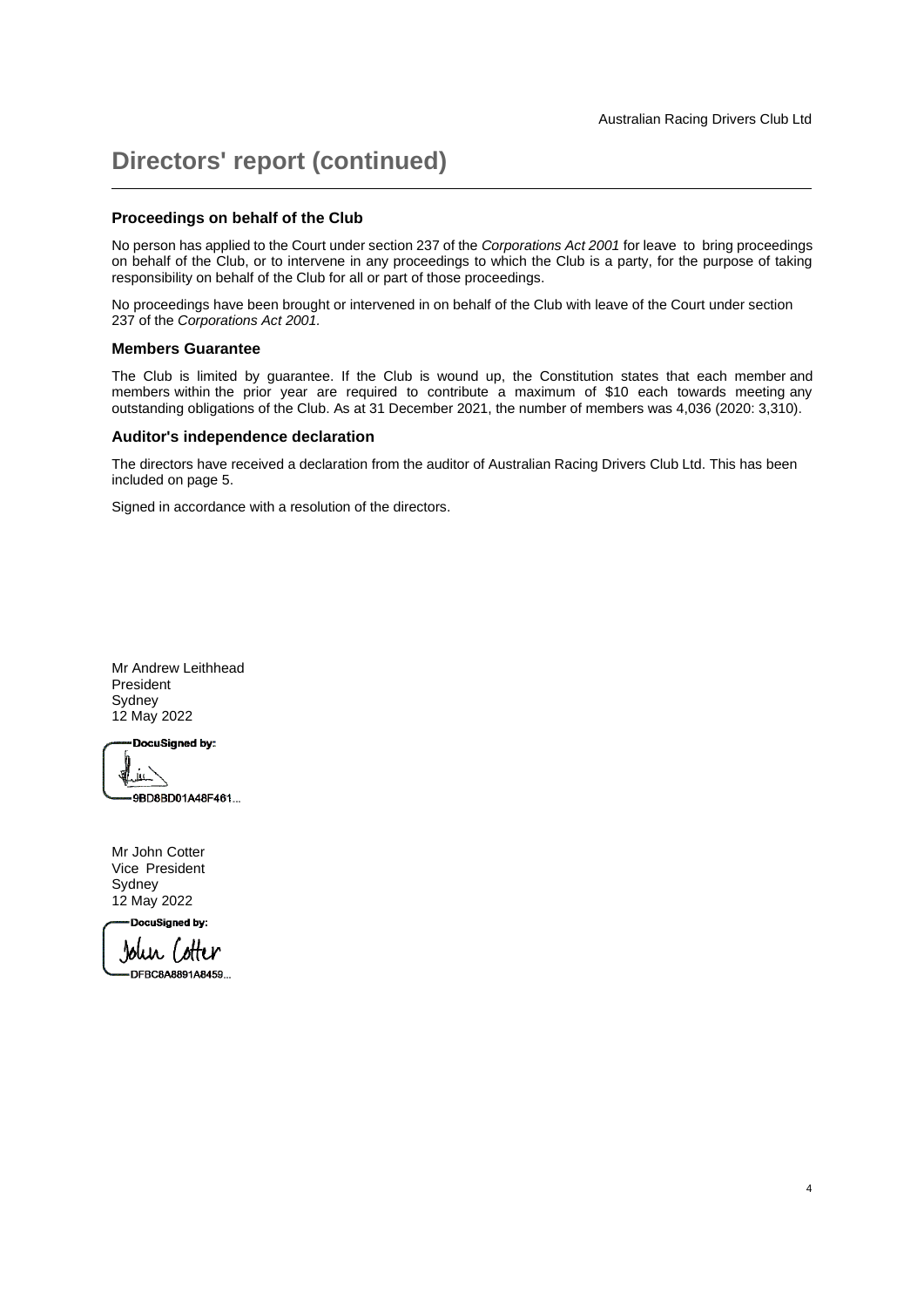# Directors' report (continued)

### Proceedings on behalf of the Club

No person has applied to the Court under section 237 of the *Corporations Act 2001* for leave to bring proceedings on behalf of the Club, or to intervene in any proceedings to which the Club is a party, for the purpose of taking responsibility on behalf of the Club for all or part of those proceedings.

No proceedings have been brought or intervened in on behalf of the Club with leave of the Court under section 237 of the *Corporations Act 2001*.

### Members Guarantee

The Club is limited by guarantee. If the Club is wound up, the Constitution states that each member and members within the prior year are required to contribute a maximum of $10 each towards meeting any outstanding obligations of the Club. As at 31 December 2021, the number of members was 4,036 (2020: 3,310).

### Auditor's independence declaration

The directors have received a declaration from the auditor of Australian Racing Drivers Club Ltd. This has been included on page 5.

Signed in accordance with a resolution of the directors.

Mr Andrew Leithhead
President
Sydney
12 May 2022

DocuSigned by:
9BD8BD01A48F461...

Mr John Cotter
Vice President
Sydney
12 May 2022

DocuSigned by:
John Cotter
DFBC8A8891A8459...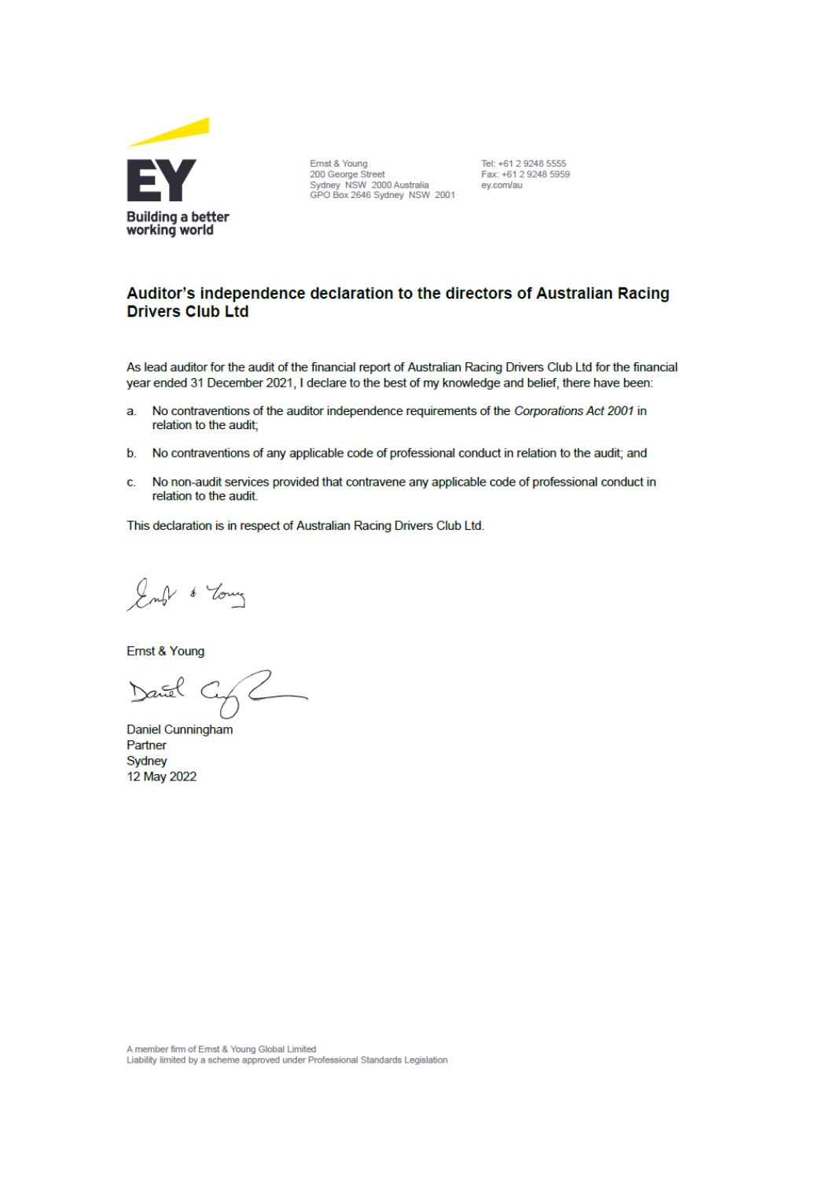Ernst & Young
200 George Street
Sydney NSW 2000 Australia
GPO Box 2646 Sydney NSW 2001

Tel: +61 2 9248 5555
Fax: +61 2 9248 5959
ey.com/au

## Auditor's independence declaration to the directors of Australian Racing Drivers Club Ltd

As lead auditor for the audit of the financial report of Australian Racing Drivers Club Ltd for the financial year ended 31 December 2021, I declare to the best of my knowledge and belief, there have been:

a. No contraventions of the auditor independence requirements of the *Corporations Act 2001* in relation to the audit;

b. No contraventions of any applicable code of professional conduct in relation to the audit; and

c. No non-audit services provided that contravene any applicable code of professional conduct in relation to the audit.

This declaration is in respect of Australian Racing Drivers Club Ltd.

Ernst & Young

Daniel Cunningham
Partner
Sydney
12 May 2022

A member firm of Ernst & Young Global Limited
Liability limited by a scheme approved under Professional Standards Legislation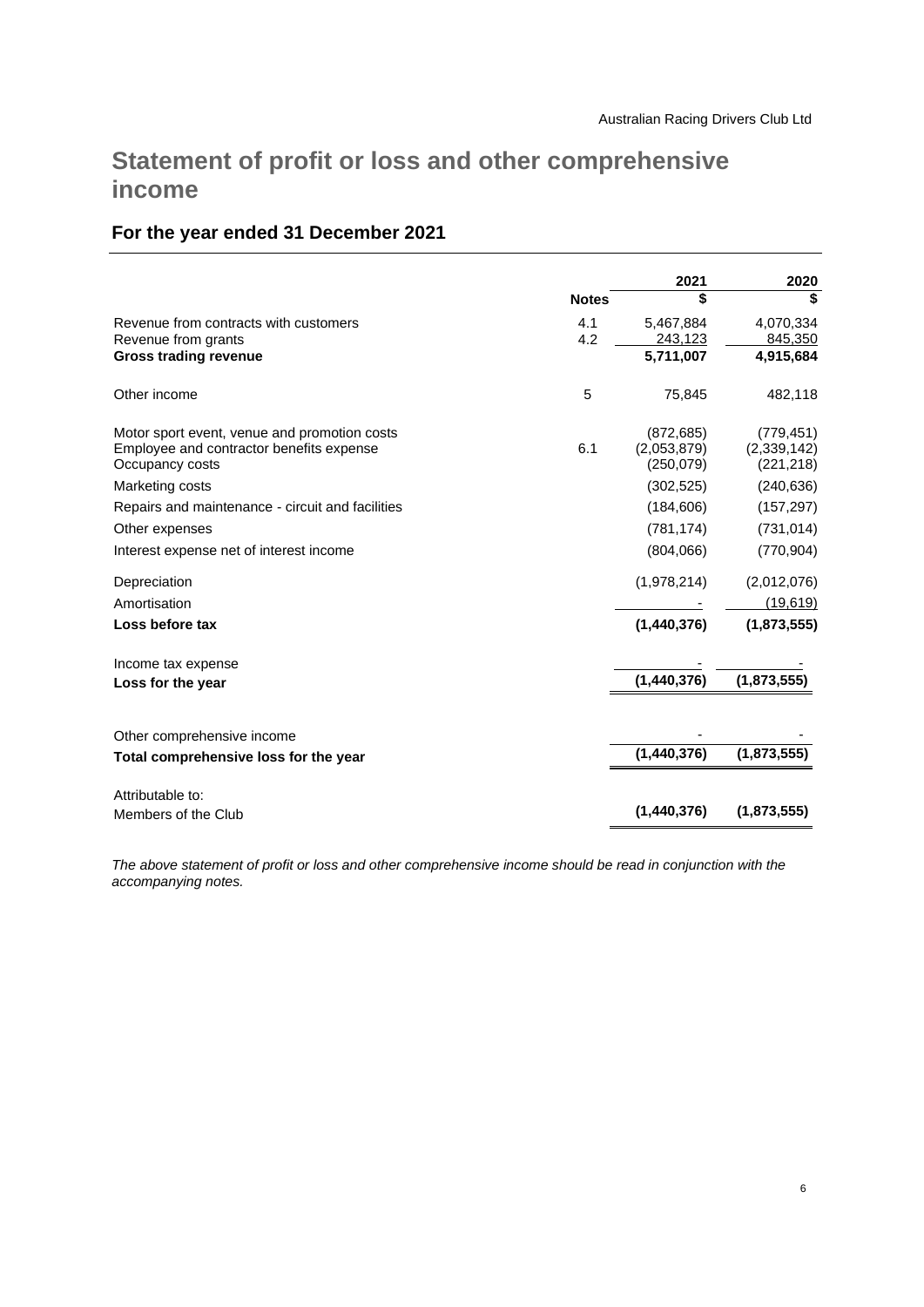# Statement of profit or loss and other comprehensive income

## For the year ended 31 December 2021

| | Notes | 2021<br>$ | 2020<br>$ |
|---|---|---|---|
| Revenue from contracts with customers | 4.1 | 5,467,884 | 4,070,334 |
| Revenue from grants | 4.2 | 243,123 | 845,350 |
| **Gross trading revenue** | | **5,711,007** | **4,915,684** |
| Other income | 5 | 75,845 | 482,118 |
| Motor sport event, venue and promotion costs | | (872,685) | (779,451) |
| Employee and contractor benefits expense | 6.1 | (2,053,879) | (2,339,142) |
| Occupancy costs | | (250,079) | (221,218) |
| Marketing costs | | (302,525) | (240,636) |
| Repairs and maintenance - circuit and facilities | | (184,606) | (157,297) |
| Other expenses | | (781,174) | (731,014) |
| Interest expense net of interest income | | (804,066) | (770,904) |
| Depreciation | | (1,978,214) | (2,012,076) |
| Amortisation | | - | (19,619) |
| **Loss before tax** | | **(1,440,376)** | **(1,873,555)** |
| Income tax expense | | - | - |
| **Loss for the year** | | **(1,440,376)** | **(1,873,555)** |
| Other comprehensive income | | - | - |
| **Total comprehensive loss for the year** | | **(1,440,376)** | **(1,873,555)** |
| Attributable to: | | | |
| Members of the Club | | **(1,440,376)** | **(1,873,555)** |

*The above statement of profit or loss and other comprehensive income should be read in conjunction with the accompanying notes.*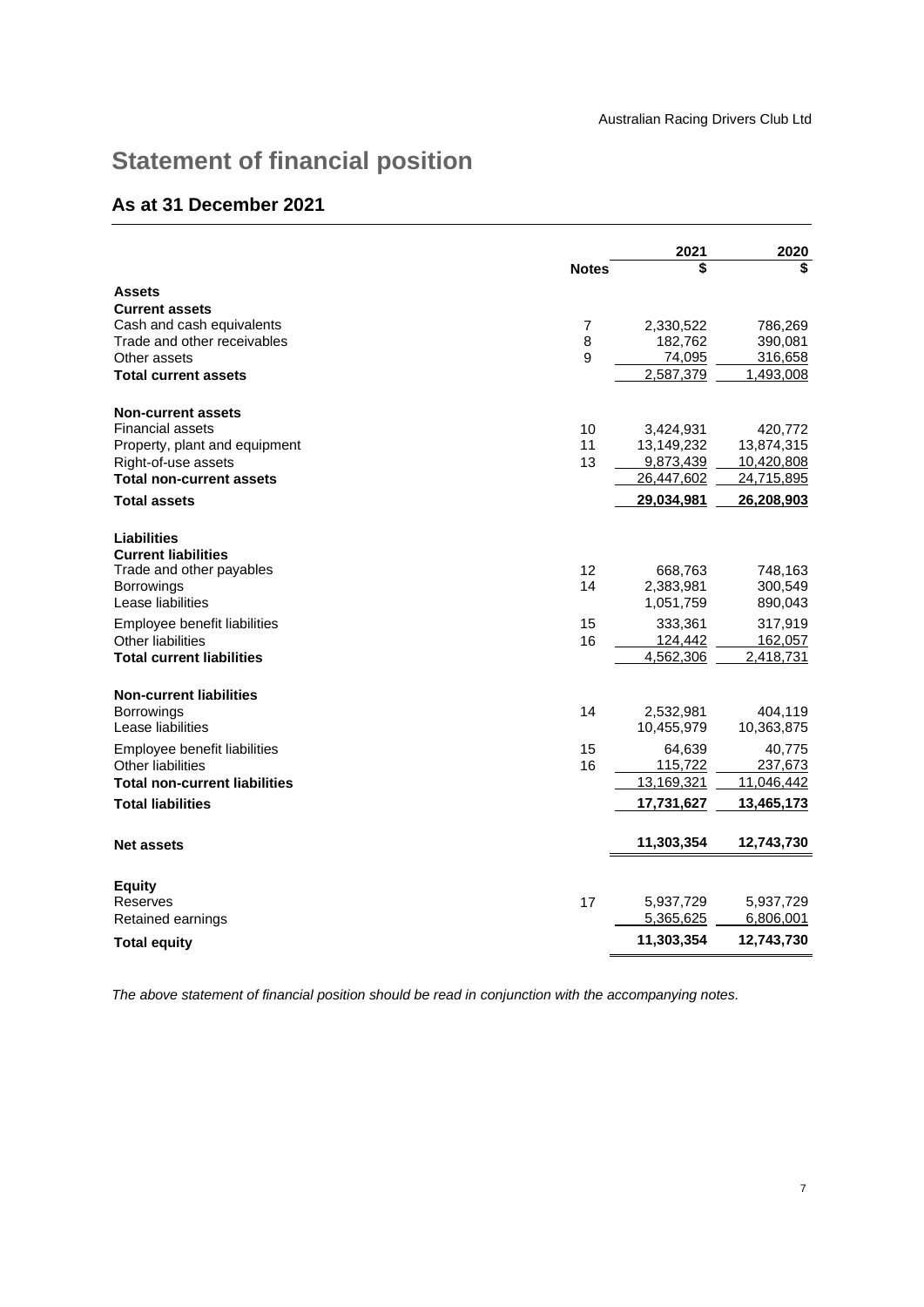Australian Racing Drivers Club Ltd

# Statement of financial position

## As at 31 December 2021

| | Notes | 2021 $ | 2020 $ |
|---|---|---|---|
| **Assets** | | | |
| **Current assets** | | | |
| Cash and cash equivalents | 7 | 2,330,522 | 786,269 |
| Trade and other receivables | 8 | 182,762 | 390,081 |
| Other assets | 9 | 74,095 | 316,658 |
| **Total current assets** | | 2,587,379 | 1,493,008 |
| | | | |
| **Non-current assets** | | | |
| Financial assets | 10 | 3,424,931 | 420,772 |
| Property, plant and equipment | 11 | 13,149,232 | 13,874,315 |
| Right-of-use assets | 13 | 9,873,439 | 10,420,808 |
| **Total non-current assets** | | 26,447,602 | 24,715,895 |
| **Total assets** | | **29,034,981** | **26,208,903** |
| | | | |
| **Liabilities** | | | |
| **Current liabilities** | | | |
| Trade and other payables | 12 | 668,763 | 748,163 |
| Borrowings | 14 | 2,383,981 | 300,549 |
| Lease liabilities | | 1,051,759 | 890,043 |
| Employee benefit liabilities | 15 | 333,361 | 317,919 |
| Other liabilities | 16 | 124,442 | 162,057 |
| **Total current liabilities** | | 4,562,306 | 2,418,731 |
| | | | |
| **Non-current liabilities** | | | |
| Borrowings | 14 | 2,532,981 | 404,119 |
| Lease liabilities | | 10,455,979 | 10,363,875 |
| Employee benefit liabilities | 15 | 64,639 | 40,775 |
| Other liabilities | 16 | 115,722 | 237,673 |
| **Total non-current liabilities** | | 13,169,321 | 11,046,442 |
| **Total liabilities** | | **17,731,627** | **13,465,173** |
| | | | |
| **Net assets** | | **11,303,354** | **12,743,730** |
| | | | |
| **Equity** | | | |
| Reserves | 17 | 5,937,729 | 5,937,729 |
| Retained earnings | | 5,365,625 | 6,806,001 |
| **Total equity** | | **11,303,354** | **12,743,730** |

*The above statement of financial position should be read in conjunction with the accompanying notes.*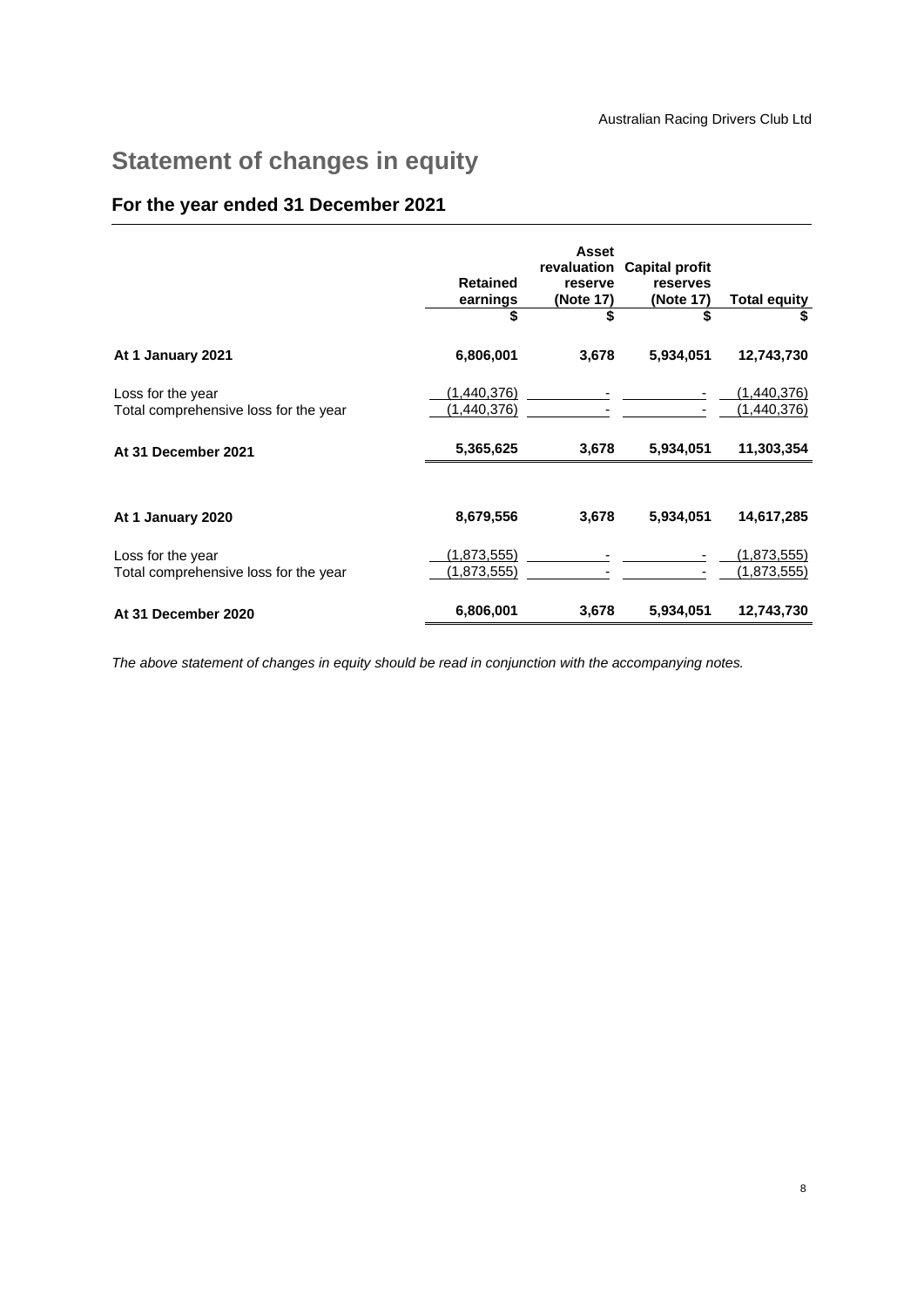# Statement of changes in equity

## For the year ended 31 December 2021

| | Retained earnings | Asset revaluation reserve (Note 17) | Capital profit reserves (Note 17) | Total equity |
|---|---|---|---|---|
| | $ | $ | $ | $ |
| **At 1 January 2021** | **6,806,001** | **3,678** | **5,934,051** | **12,743,730** |
| Loss for the year | (1,440,376) | - | - | (1,440,376) |
| Total comprehensive loss for the year | (1,440,376) | - | - | (1,440,376) |
| **At 31 December 2021** | **5,365,625** | **3,678** | **5,934,051** | **11,303,354** |
| | | | | |
| **At 1 January 2020** | **8,679,556** | **3,678** | **5,934,051** | **14,617,285** |
| Loss for the year | (1,873,555) | - | - | (1,873,555) |
| Total comprehensive loss for the year | (1,873,555) | - | - | (1,873,555) |
| **At 31 December 2020** | **6,806,001** | **3,678** | **5,934,051** | **12,743,730** |

*The above statement of changes in equity should be read in conjunction with the accompanying notes.*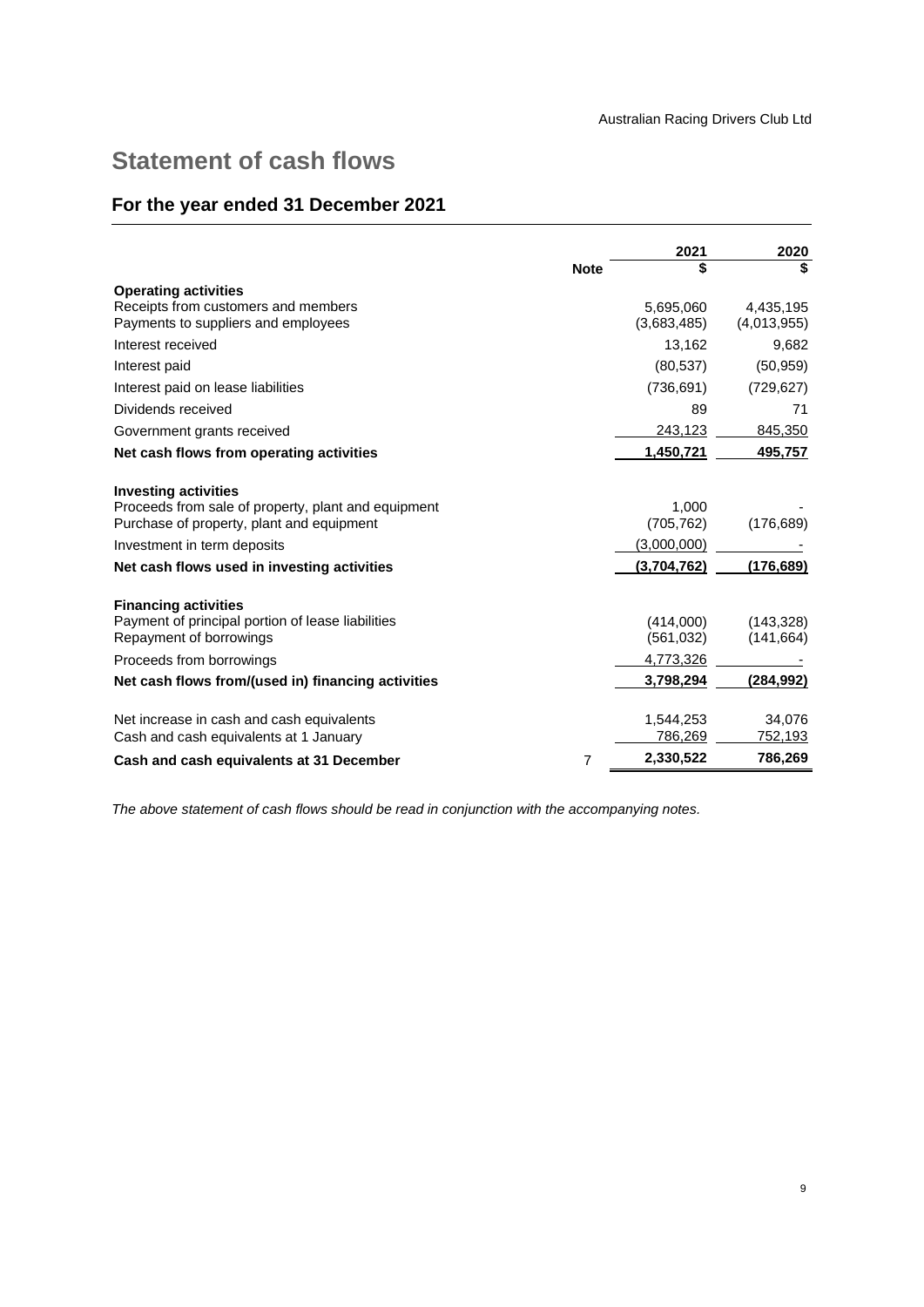# Statement of cash flows

## For the year ended 31 December 2021

| | Note | 2021 $ | 2020 $ |
|---|---|---|---|
| **Operating activities** | | | |
| Receipts from customers and members | | 5,695,060 | 4,435,195 |
| Payments to suppliers and employees | | (3,683,485) | (4,013,955) |
| Interest received | | 13,162 | 9,682 |
| Interest paid | | (80,537) | (50,959) |
| Interest paid on lease liabilities | | (736,691) | (729,627) |
| Dividends received | | 89 | 71 |
| Government grants received | | 243,123 | 845,350 |
| **Net cash flows from operating activities** | | **1,450,721** | **495,757** |
| **Investing activities** | | | |
| Proceeds from sale of property, plant and equipment | | 1,000 | - |
| Purchase of property, plant and equipment | | (705,762) | (176,689) |
| Investment in term deposits | | (3,000,000) | - |
| **Net cash flows used in investing activities** | | **(3,704,762)** | **(176,689)** |
| **Financing activities** | | | |
| Payment of principal portion of lease liabilities | | (414,000) | (143,328) |
| Repayment of borrowings | | (561,032) | (141,664) |
| Proceeds from borrowings | | 4,773,326 | - |
| **Net cash flows from/(used in) financing activities** | | **3,798,294** | **(284,992)** |
| Net increase in cash and cash equivalents | | 1,544,253 | 34,076 |
| Cash and cash equivalents at 1 January | | 786,269 | 752,193 |
| **Cash and cash equivalents at 31 December** | 7 | **2,330,522** | **786,269** |

*The above statement of cash flows should be read in conjunction with the accompanying notes.*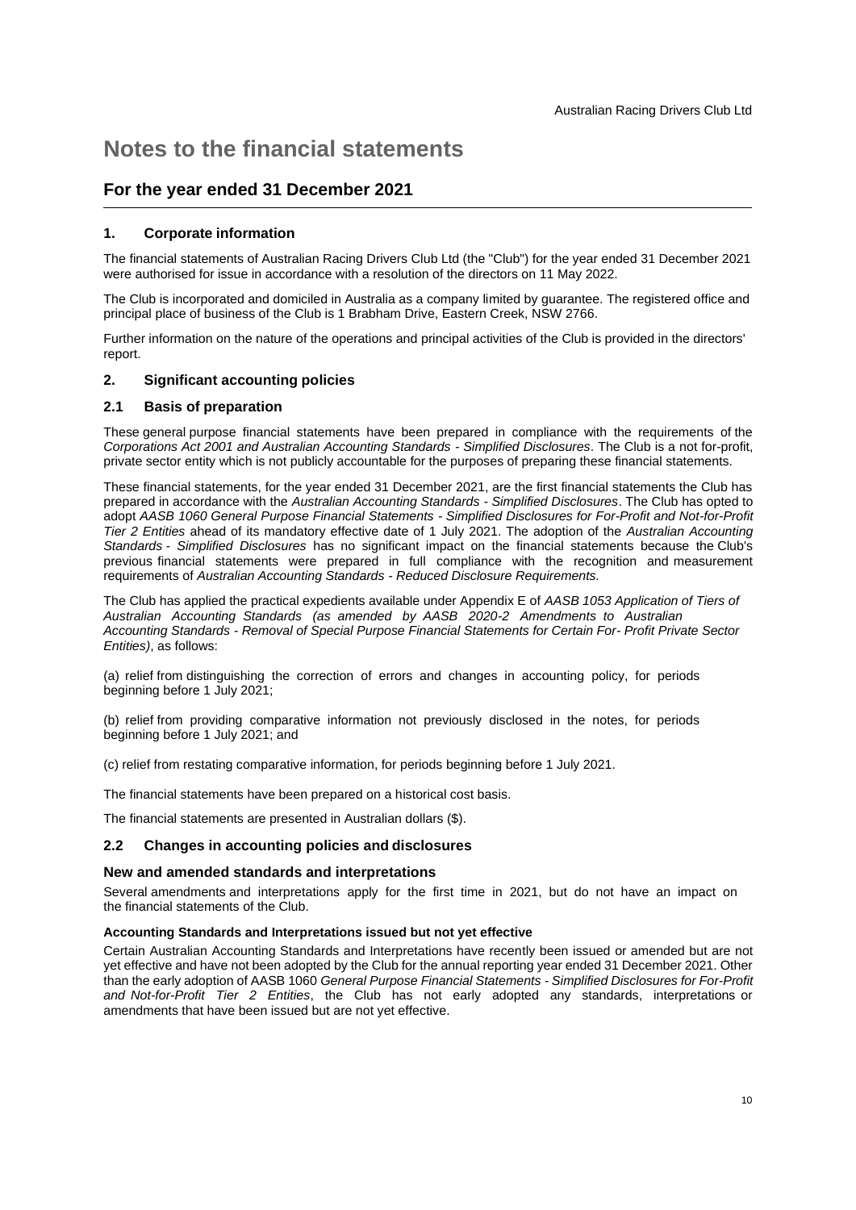# Notes to the financial statements

## For the year ended 31 December 2021

### 1. Corporate information

The financial statements of Australian Racing Drivers Club Ltd (the "Club") for the year ended 31 December 2021 were authorised for issue in accordance with a resolution of the directors on 11 May 2022.

The Club is incorporated and domiciled in Australia as a company limited by guarantee. The registered office and principal place of business of the Club is 1 Brabham Drive, Eastern Creek, NSW 2766.

Further information on the nature of the operations and principal activities of the Club is provided in the directors' report.

### 2. Significant accounting policies

### 2.1 Basis of preparation

These general purpose financial statements have been prepared in compliance with the requirements of the *Corporations Act 2001 and Australian Accounting Standards - Simplified Disclosures*. The Club is a not for-profit, private sector entity which is not publicly accountable for the purposes of preparing these financial statements.

These financial statements, for the year ended 31 December 2021, are the first financial statements the Club has prepared in accordance with the *Australian Accounting Standards - Simplified Disclosures*. The Club has opted to adopt *AASB 1060 General Purpose Financial Statements - Simplified Disclosures for For-Profit and Not-for-Profit Tier 2 Entities* ahead of its mandatory effective date of 1 July 2021. The adoption of the *Australian Accounting Standards - Simplified Disclosures* has no significant impact on the financial statements because the Club's previous financial statements were prepared in full compliance with the recognition and measurement requirements of *Australian Accounting Standards - Reduced Disclosure Requirements.*

The Club has applied the practical expedients available under Appendix E of *AASB 1053 Application of Tiers of Australian Accounting Standards (as amended by AASB 2020-2 Amendments to Australian Accounting Standards - Removal of Special Purpose Financial Statements for Certain For- Profit Private Sector Entities)*, as follows:

(a) relief from distinguishing the correction of errors and changes in accounting policy, for periods beginning before 1 July 2021;

(b) relief from providing comparative information not previously disclosed in the notes, for periods beginning before 1 July 2021; and

(c) relief from restating comparative information, for periods beginning before 1 July 2021.

The financial statements have been prepared on a historical cost basis.

The financial statements are presented in Australian dollars ($).

### 2.2 Changes in accounting policies and disclosures

#### New and amended standards and interpretations

Several amendments and interpretations apply for the first time in 2021, but do not have an impact on the financial statements of the Club.

**Accounting Standards and Interpretations issued but not yet effective**

Certain Australian Accounting Standards and Interpretations have recently been issued or amended but are not yet effective and have not been adopted by the Club for the annual reporting year ended 31 December 2021. Other than the early adoption of AASB 1060 *General Purpose Financial Statements - Simplified Disclosures for For-Profit and Not-for-Profit Tier 2 Entities*, the Club has not early adopted any standards, interpretations or amendments that have been issued but are not yet effective.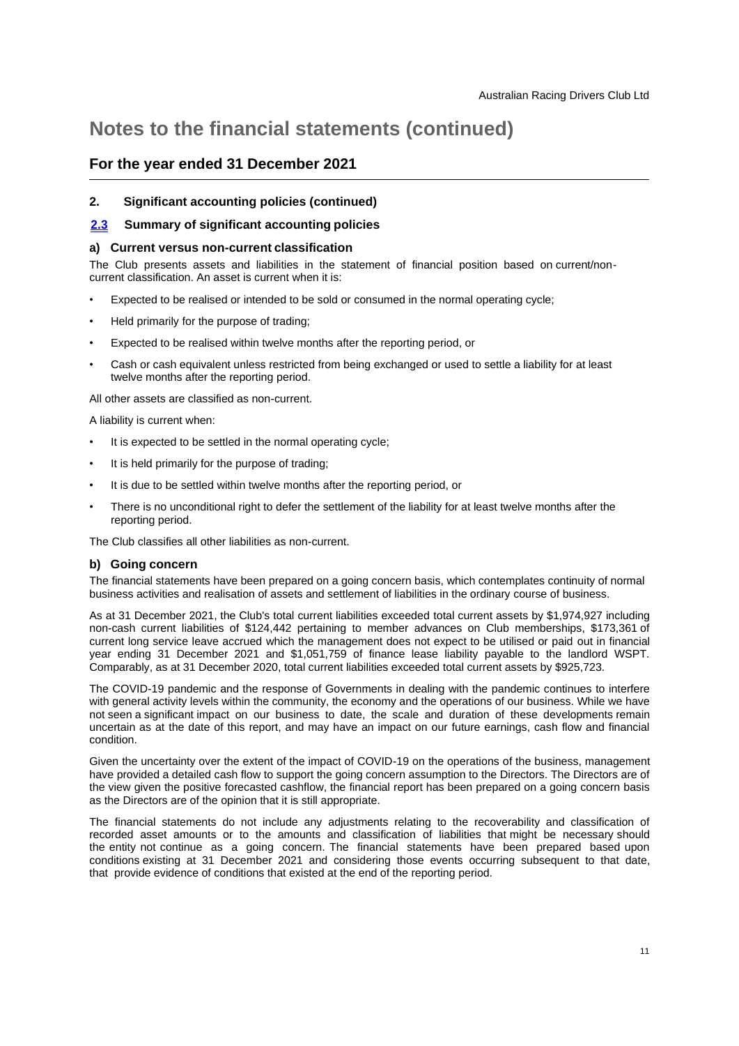# Notes to the financial statements (continued)

## For the year ended 31 December 2021

### 2. Significant accounting policies (continued)

### 2.3 Summary of significant accounting policies

#### a) Current versus non-current classification

The Club presents assets and liabilities in the statement of financial position based on current/non-current classification. An asset is current when it is:

- Expected to be realised or intended to be sold or consumed in the normal operating cycle;
- Held primarily for the purpose of trading;
- Expected to be realised within twelve months after the reporting period, or
- Cash or cash equivalent unless restricted from being exchanged or used to settle a liability for at least twelve months after the reporting period.

All other assets are classified as non-current.

A liability is current when:

- It is expected to be settled in the normal operating cycle;
- It is held primarily for the purpose of trading;
- It is due to be settled within twelve months after the reporting period, or
- There is no unconditional right to defer the settlement of the liability for at least twelve months after the reporting period.

The Club classifies all other liabilities as non-current.

#### b) Going concern

The financial statements have been prepared on a going concern basis, which contemplates continuity of normal business activities and realisation of assets and settlement of liabilities in the ordinary course of business.

As at 31 December 2021, the Club's total current liabilities exceeded total current assets by $1,974,927 including non-cash current liabilities of $124,442 pertaining to member advances on Club memberships, $173,361 of current long service leave accrued which the management does not expect to be utilised or paid out in financial year ending 31 December 2021 and $1,051,759 of finance lease liability payable to the landlord WSPT. Comparably, as at 31 December 2020, total current liabilities exceeded total current assets by $925,723.

The COVID-19 pandemic and the response of Governments in dealing with the pandemic continues to interfere with general activity levels within the community, the economy and the operations of our business. While we have not seen a significant impact on our business to date, the scale and duration of these developments remain uncertain as at the date of this report, and may have an impact on our future earnings, cash flow and financial condition.

Given the uncertainty over the extent of the impact of COVID-19 on the operations of the business, management have provided a detailed cash flow to support the going concern assumption to the Directors. The Directors are of the view given the positive forecasted cashflow, the financial report has been prepared on a going concern basis as the Directors are of the opinion that it is still appropriate.

The financial statements do not include any adjustments relating to the recoverability and classification of recorded asset amounts or to the amounts and classification of liabilities that might be necessary should the entity not continue as a going concern. The financial statements have been prepared based upon conditions existing at 31 December 2021 and considering those events occurring subsequent to that date, that provide evidence of conditions that existed at the end of the reporting period.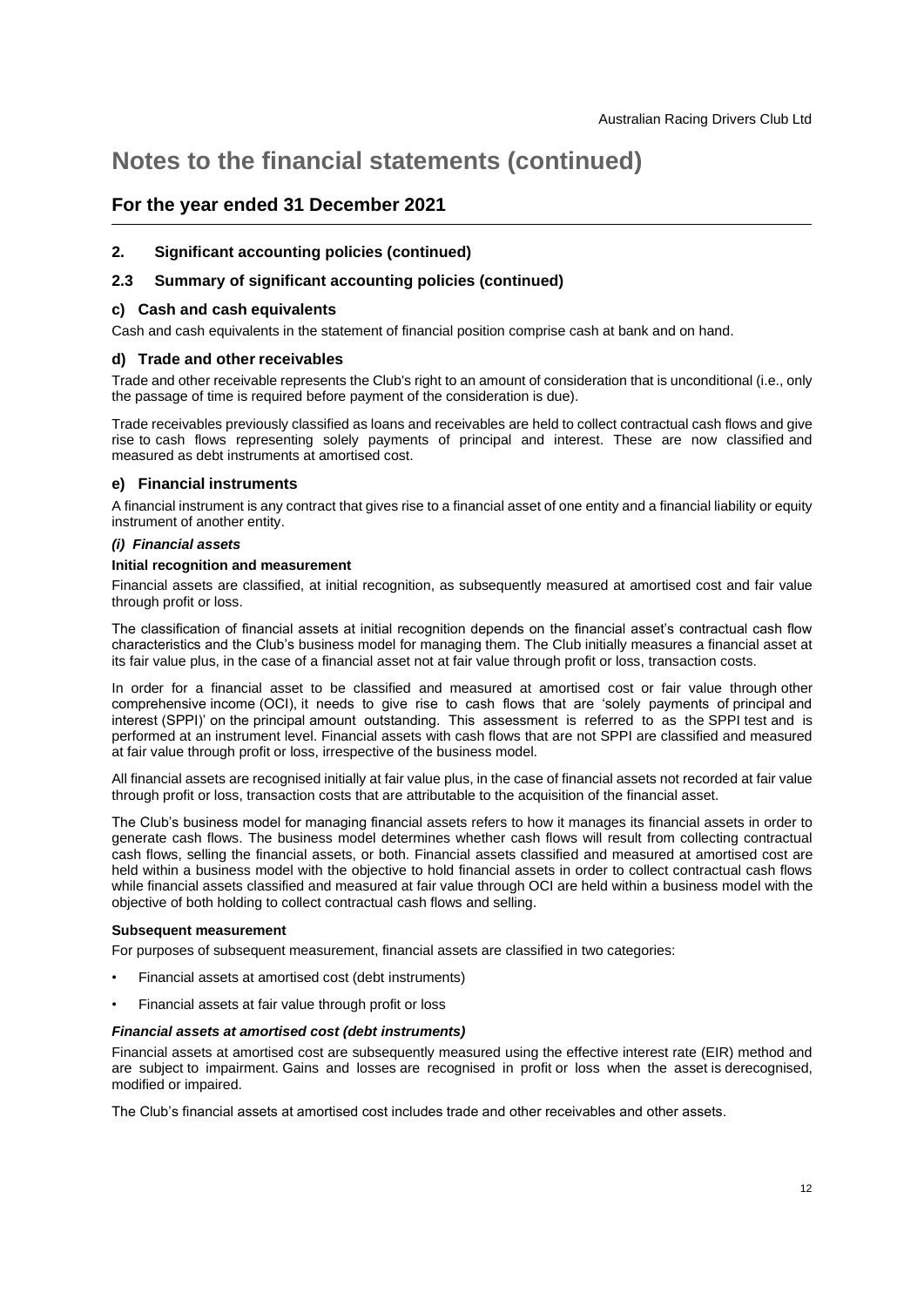# Notes to the financial statements (continued)

## For the year ended 31 December 2021

### 2. Significant accounting policies (continued)

### 2.3 Summary of significant accounting policies (continued)

#### c) Cash and cash equivalents

Cash and cash equivalents in the statement of financial position comprise cash at bank and on hand.

#### d) Trade and other receivables

Trade and other receivable represents the Club's right to an amount of consideration that is unconditional (i.e., only the passage of time is required before payment of the consideration is due).

Trade receivables previously classified as loans and receivables are held to collect contractual cash flows and give rise to cash flows representing solely payments of principal and interest. These are now classified and measured as debt instruments at amortised cost.

#### e) Financial instruments

A financial instrument is any contract that gives rise to a financial asset of one entity and a financial liability or equity instrument of another entity.

***(i) Financial assets***

**Initial recognition and measurement**

Financial assets are classified, at initial recognition, as subsequently measured at amortised cost and fair value through profit or loss.

The classification of financial assets at initial recognition depends on the financial asset's contractual cash flow characteristics and the Club's business model for managing them. The Club initially measures a financial asset at its fair value plus, in the case of a financial asset not at fair value through profit or loss, transaction costs.

In order for a financial asset to be classified and measured at amortised cost or fair value through other comprehensive income (OCI), it needs to give rise to cash flows that are 'solely payments of principal and interest (SPPI)' on the principal amount outstanding. This assessment is referred to as the SPPI test and is performed at an instrument level. Financial assets with cash flows that are not SPPI are classified and measured at fair value through profit or loss, irrespective of the business model.

All financial assets are recognised initially at fair value plus, in the case of financial assets not recorded at fair value through profit or loss, transaction costs that are attributable to the acquisition of the financial asset.

The Club's business model for managing financial assets refers to how it manages its financial assets in order to generate cash flows. The business model determines whether cash flows will result from collecting contractual cash flows, selling the financial assets, or both. Financial assets classified and measured at amortised cost are held within a business model with the objective to hold financial assets in order to collect contractual cash flows while financial assets classified and measured at fair value through OCI are held within a business model with the objective of both holding to collect contractual cash flows and selling.

**Subsequent measurement**

For purposes of subsequent measurement, financial assets are classified in two categories:

- Financial assets at amortised cost (debt instruments)
- Financial assets at fair value through profit or loss

***Financial assets at amortised cost (debt instruments)***

Financial assets at amortised cost are subsequently measured using the effective interest rate (EIR) method and are subject to impairment. Gains and losses are recognised in profit or loss when the asset is derecognised, modified or impaired.

The Club's financial assets at amortised cost includes trade and other receivables and other assets.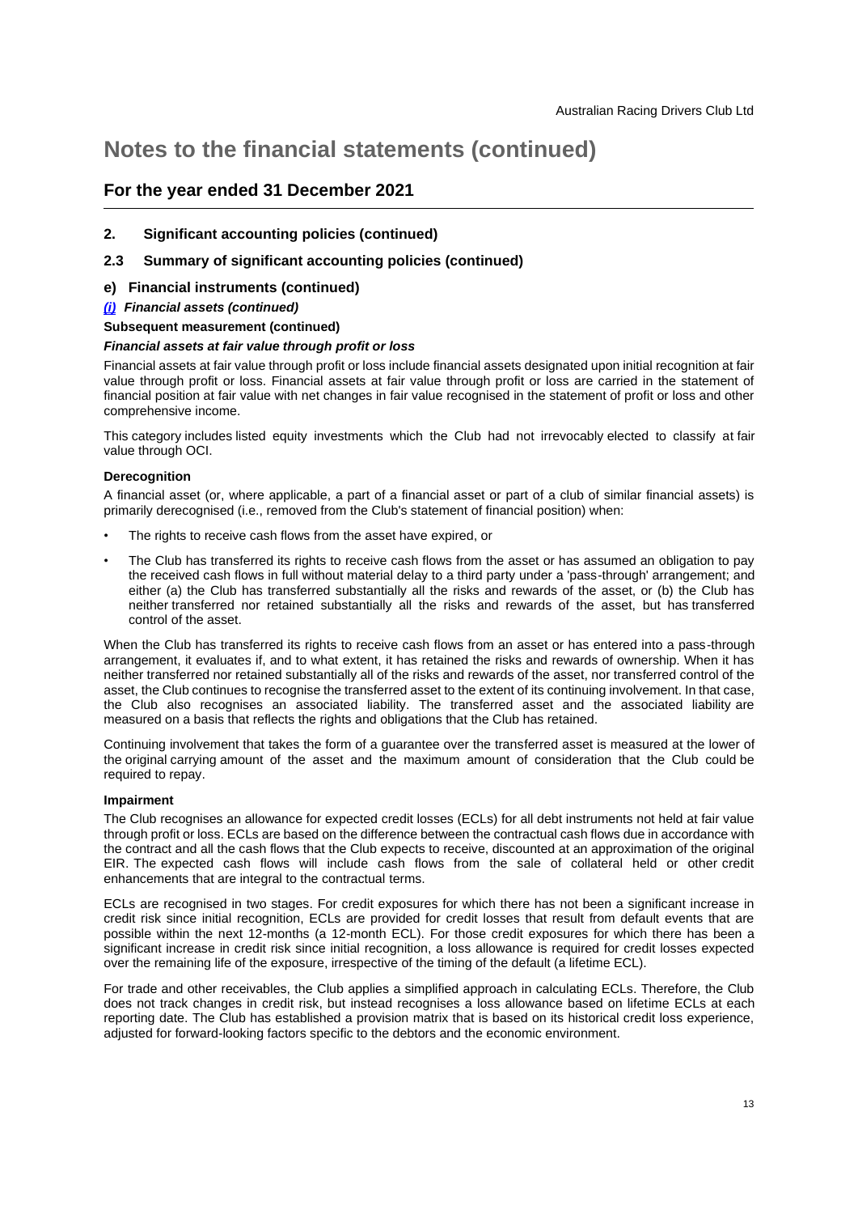# Notes to the financial statements (continued)

## For the year ended 31 December 2021

### 2. Significant accounting policies (continued)

### 2.3 Summary of significant accounting policies (continued)

### e) Financial instruments (continued)

***(i) Financial assets (continued)***

**Subsequent measurement (continued)**

***Financial assets at fair value through profit or loss***

Financial assets at fair value through profit or loss include financial assets designated upon initial recognition at fair value through profit or loss. Financial assets at fair value through profit or loss are carried in the statement of financial position at fair value with net changes in fair value recognised in the statement of profit or loss and other comprehensive income.

This category includes listed equity investments which the Club had not irrevocably elected to classify at fair value through OCI.

**Derecognition**

A financial asset (or, where applicable, a part of a financial asset or part of a club of similar financial assets) is primarily derecognised (i.e., removed from the Club's statement of financial position) when:

- The rights to receive cash flows from the asset have expired, or
- The Club has transferred its rights to receive cash flows from the asset or has assumed an obligation to pay the received cash flows in full without material delay to a third party under a 'pass-through' arrangement; and either (a) the Club has transferred substantially all the risks and rewards of the asset, or (b) the Club has neither transferred nor retained substantially all the risks and rewards of the asset, but has transferred control of the asset.

When the Club has transferred its rights to receive cash flows from an asset or has entered into a pass-through arrangement, it evaluates if, and to what extent, it has retained the risks and rewards of ownership. When it has neither transferred nor retained substantially all of the risks and rewards of the asset, nor transferred control of the asset, the Club continues to recognise the transferred asset to the extent of its continuing involvement. In that case, the Club also recognises an associated liability. The transferred asset and the associated liability are measured on a basis that reflects the rights and obligations that the Club has retained.

Continuing involvement that takes the form of a guarantee over the transferred asset is measured at the lower of the original carrying amount of the asset and the maximum amount of consideration that the Club could be required to repay.

**Impairment**

The Club recognises an allowance for expected credit losses (ECLs) for all debt instruments not held at fair value through profit or loss. ECLs are based on the difference between the contractual cash flows due in accordance with the contract and all the cash flows that the Club expects to receive, discounted at an approximation of the original EIR. The expected cash flows will include cash flows from the sale of collateral held or other credit enhancements that are integral to the contractual terms.

ECLs are recognised in two stages. For credit exposures for which there has not been a significant increase in credit risk since initial recognition, ECLs are provided for credit losses that result from default events that are possible within the next 12-months (a 12-month ECL). For those credit exposures for which there has been a significant increase in credit risk since initial recognition, a loss allowance is required for credit losses expected over the remaining life of the exposure, irrespective of the timing of the default (a lifetime ECL).

For trade and other receivables, the Club applies a simplified approach in calculating ECLs. Therefore, the Club does not track changes in credit risk, but instead recognises a loss allowance based on lifetime ECLs at each reporting date. The Club has established a provision matrix that is based on its historical credit loss experience, adjusted for forward-looking factors specific to the debtors and the economic environment.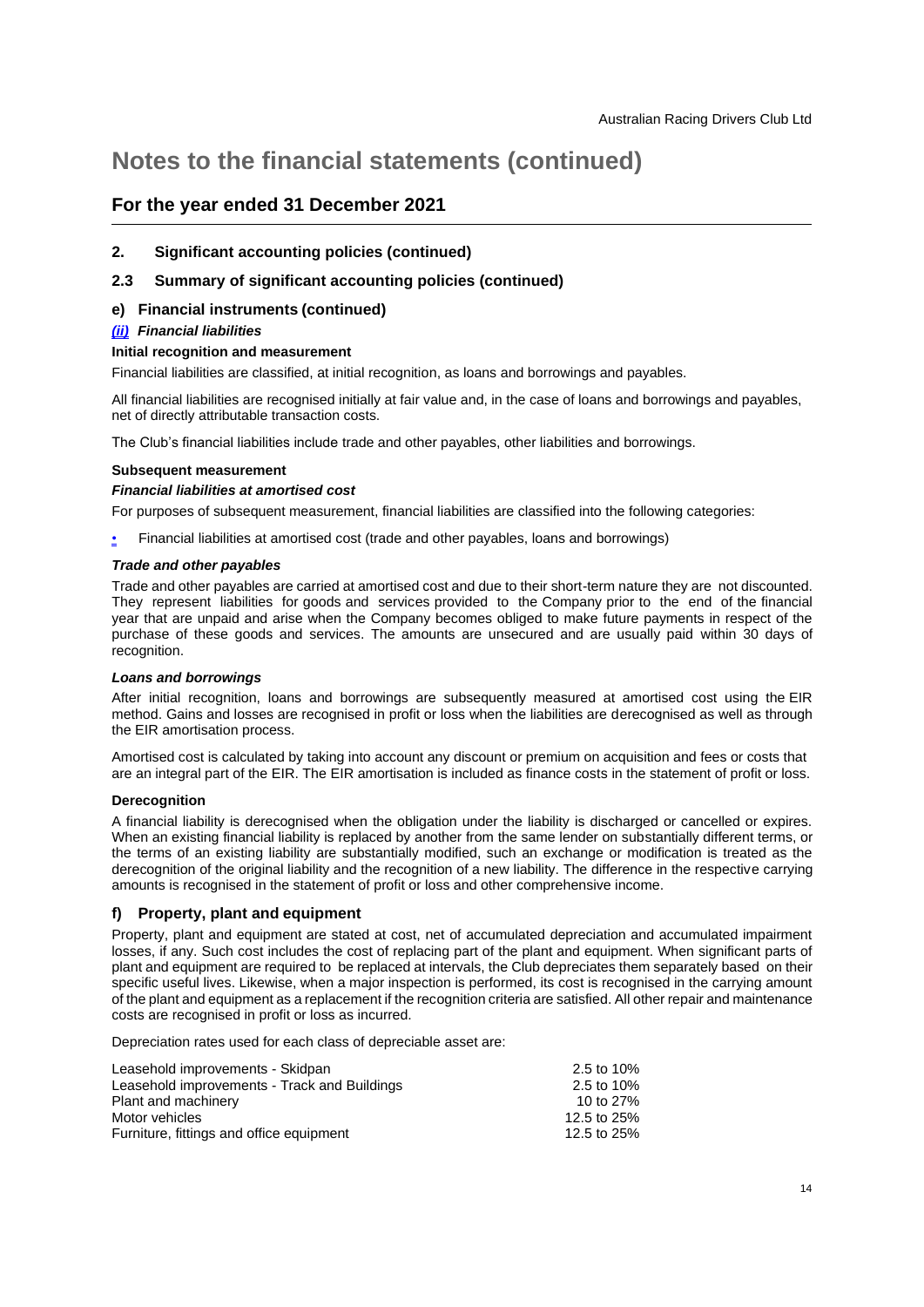# Notes to the financial statements (continued)

## For the year ended 31 December 2021

### 2. Significant accounting policies (continued)

### 2.3 Summary of significant accounting policies (continued)

### e) Financial instruments (continued)

#### *(ii) Financial liabilities*

**Initial recognition and measurement**

Financial liabilities are classified, at initial recognition, as loans and borrowings and payables.

All financial liabilities are recognised initially at fair value and, in the case of loans and borrowings and payables, net of directly attributable transaction costs.

The Club's financial liabilities include trade and other payables, other liabilities and borrowings.

**Subsequent measurement**

***Financial liabilities at amortised cost***

For purposes of subsequent measurement, financial liabilities are classified into the following categories:

- Financial liabilities at amortised cost (trade and other payables, loans and borrowings)

***Trade and other payables***

Trade and other payables are carried at amortised cost and due to their short-term nature they are not discounted. They represent liabilities for goods and services provided to the Company prior to the end of the financial year that are unpaid and arise when the Company becomes obliged to make future payments in respect of the purchase of these goods and services. The amounts are unsecured and are usually paid within 30 days of recognition.

***Loans and borrowings***

After initial recognition, loans and borrowings are subsequently measured at amortised cost using the EIR method. Gains and losses are recognised in profit or loss when the liabilities are derecognised as well as through the EIR amortisation process.

Amortised cost is calculated by taking into account any discount or premium on acquisition and fees or costs that are an integral part of the EIR. The EIR amortisation is included as finance costs in the statement of profit or loss.

**Derecognition**

A financial liability is derecognised when the obligation under the liability is discharged or cancelled or expires. When an existing financial liability is replaced by another from the same lender on substantially different terms, or the terms of an existing liability are substantially modified, such an exchange or modification is treated as the derecognition of the original liability and the recognition of a new liability. The difference in the respective carrying amounts is recognised in the statement of profit or loss and other comprehensive income.

### f) Property, plant and equipment

Property, plant and equipment are stated at cost, net of accumulated depreciation and accumulated impairment losses, if any. Such cost includes the cost of replacing part of the plant and equipment. When significant parts of plant and equipment are required to be replaced at intervals, the Club depreciates them separately based on their specific useful lives. Likewise, when a major inspection is performed, its cost is recognised in the carrying amount of the plant and equipment as a replacement if the recognition criteria are satisfied. All other repair and maintenance costs are recognised in profit or loss as incurred.

Depreciation rates used for each class of depreciable asset are:

| | |
|---|---|
| Leasehold improvements - Skidpan | 2.5 to 10% |
| Leasehold improvements - Track and Buildings | 2.5 to 10% |
| Plant and machinery | 10 to 27% |
| Motor vehicles | 12.5 to 25% |
| Furniture, fittings and office equipment | 12.5 to 25% |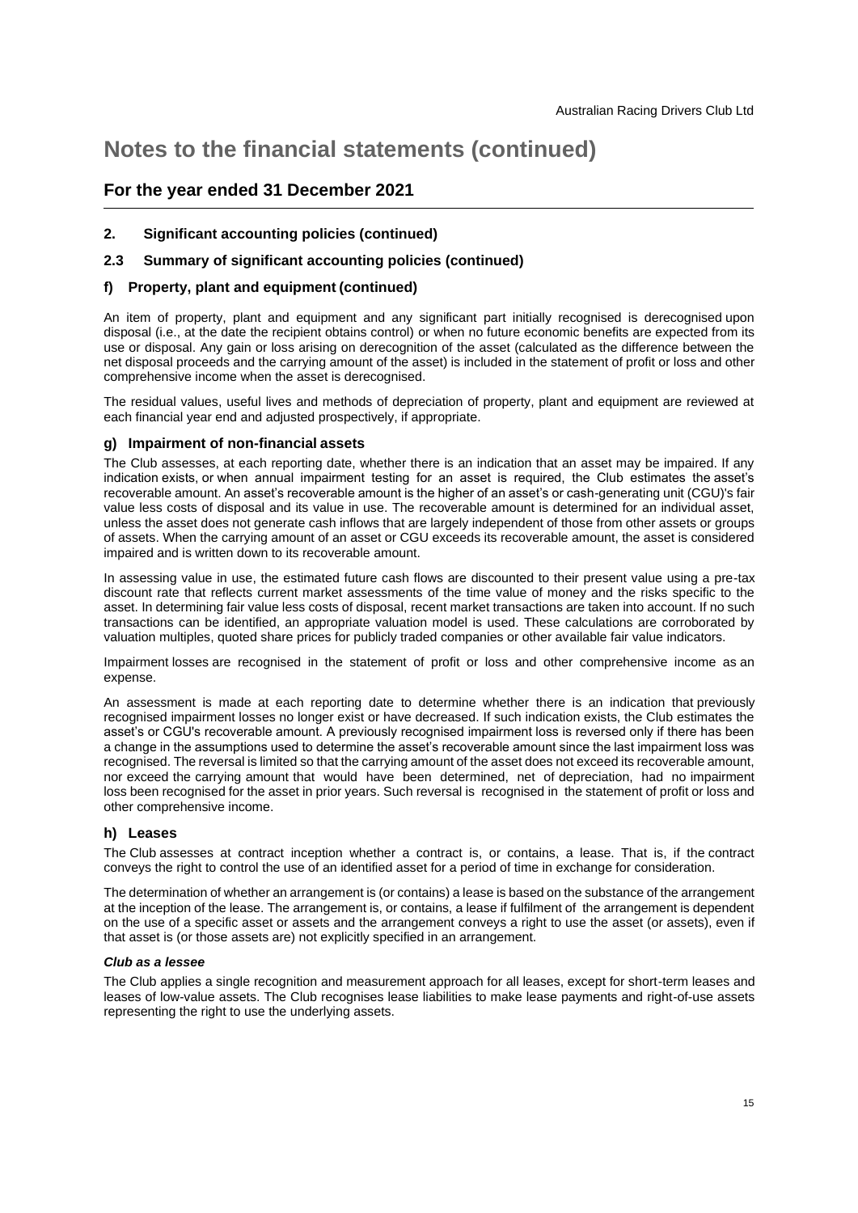# Notes to the financial statements (continued)

## For the year ended 31 December 2021

### 2. Significant accounting policies (continued)

### 2.3 Summary of significant accounting policies (continued)

### f) Property, plant and equipment (continued)

An item of property, plant and equipment and any significant part initially recognised is derecognised upon disposal (i.e., at the date the recipient obtains control) or when no future economic benefits are expected from its use or disposal. Any gain or loss arising on derecognition of the asset (calculated as the difference between the net disposal proceeds and the carrying amount of the asset) is included in the statement of profit or loss and other comprehensive income when the asset is derecognised.

The residual values, useful lives and methods of depreciation of property, plant and equipment are reviewed at each financial year end and adjusted prospectively, if appropriate.

### g) Impairment of non-financial assets

The Club assesses, at each reporting date, whether there is an indication that an asset may be impaired. If any indication exists, or when annual impairment testing for an asset is required, the Club estimates the asset's recoverable amount. An asset's recoverable amount is the higher of an asset's or cash-generating unit (CGU)'s fair value less costs of disposal and its value in use. The recoverable amount is determined for an individual asset, unless the asset does not generate cash inflows that are largely independent of those from other assets or groups of assets. When the carrying amount of an asset or CGU exceeds its recoverable amount, the asset is considered impaired and is written down to its recoverable amount.

In assessing value in use, the estimated future cash flows are discounted to their present value using a pre-tax discount rate that reflects current market assessments of the time value of money and the risks specific to the asset. In determining fair value less costs of disposal, recent market transactions are taken into account. If no such transactions can be identified, an appropriate valuation model is used. These calculations are corroborated by valuation multiples, quoted share prices for publicly traded companies or other available fair value indicators.

Impairment losses are recognised in the statement of profit or loss and other comprehensive income as an expense.

An assessment is made at each reporting date to determine whether there is an indication that previously recognised impairment losses no longer exist or have decreased. If such indication exists, the Club estimates the asset's or CGU's recoverable amount. A previously recognised impairment loss is reversed only if there has been a change in the assumptions used to determine the asset's recoverable amount since the last impairment loss was recognised. The reversal is limited so that the carrying amount of the asset does not exceed its recoverable amount, nor exceed the carrying amount that would have been determined, net of depreciation, had no impairment loss been recognised for the asset in prior years. Such reversal is recognised in the statement of profit or loss and other comprehensive income.

### h) Leases

The Club assesses at contract inception whether a contract is, or contains, a lease. That is, if the contract conveys the right to control the use of an identified asset for a period of time in exchange for consideration.

The determination of whether an arrangement is (or contains) a lease is based on the substance of the arrangement at the inception of the lease. The arrangement is, or contains, a lease if fulfilment of the arrangement is dependent on the use of a specific asset or assets and the arrangement conveys a right to use the asset (or assets), even if that asset is (or those assets are) not explicitly specified in an arrangement.

***Club as a lessee***

The Club applies a single recognition and measurement approach for all leases, except for short-term leases and leases of low-value assets. The Club recognises lease liabilities to make lease payments and right-of-use assets representing the right to use the underlying assets.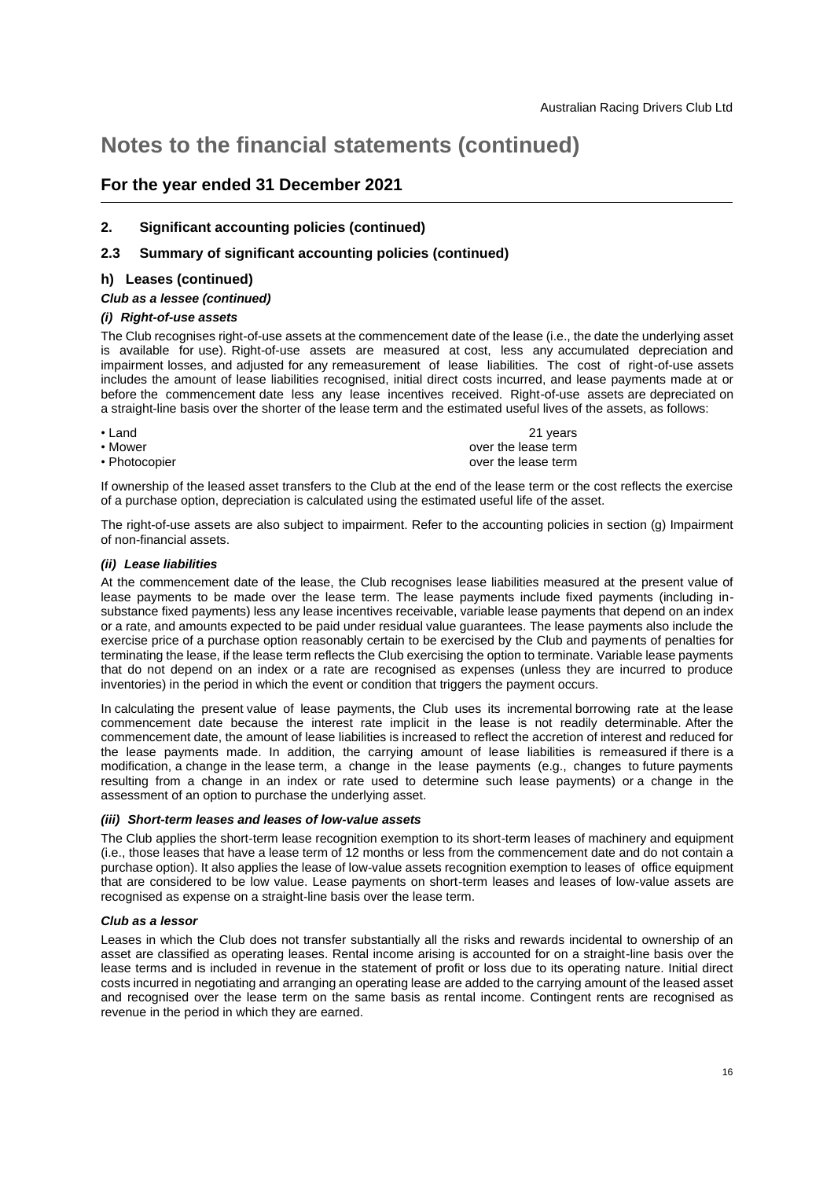# Notes to the financial statements (continued)

## For the year ended 31 December 2021

### 2. Significant accounting policies (continued)

### 2.3 Summary of significant accounting policies (continued)

#### h) Leases (continued)

***Club as a lessee (continued)***

***(i) Right-of-use assets***

The Club recognises right-of-use assets at the commencement date of the lease (i.e., the date the underlying asset is available for use). Right-of-use assets are measured at cost, less any accumulated depreciation and impairment losses, and adjusted for any remeasurement of lease liabilities. The cost of right-of-use assets includes the amount of lease liabilities recognised, initial direct costs incurred, and lease payments made at or before the commencement date less any lease incentives received. Right-of-use assets are depreciated on a straight-line basis over the shorter of the lease term and the estimated useful lives of the assets, as follows:

| | |
|---|---|
| • Land | 21 years |
| • Mower | over the lease term |
| • Photocopier | over the lease term |

If ownership of the leased asset transfers to the Club at the end of the lease term or the cost reflects the exercise of a purchase option, depreciation is calculated using the estimated useful life of the asset.

The right-of-use assets are also subject to impairment. Refer to the accounting policies in section (g) Impairment of non-financial assets.

***(ii) Lease liabilities***

At the commencement date of the lease, the Club recognises lease liabilities measured at the present value of lease payments to be made over the lease term. The lease payments include fixed payments (including in-substance fixed payments) less any lease incentives receivable, variable lease payments that depend on an index or a rate, and amounts expected to be paid under residual value guarantees. The lease payments also include the exercise price of a purchase option reasonably certain to be exercised by the Club and payments of penalties for terminating the lease, if the lease term reflects the Club exercising the option to terminate. Variable lease payments that do not depend on an index or a rate are recognised as expenses (unless they are incurred to produce inventories) in the period in which the event or condition that triggers the payment occurs.

In calculating the present value of lease payments, the Club uses its incremental borrowing rate at the lease commencement date because the interest rate implicit in the lease is not readily determinable. After the commencement date, the amount of lease liabilities is increased to reflect the accretion of interest and reduced for the lease payments made. In addition, the carrying amount of lease liabilities is remeasured if there is a modification, a change in the lease term, a change in the lease payments (e.g., changes to future payments resulting from a change in an index or rate used to determine such lease payments) or a change in the assessment of an option to purchase the underlying asset.

***(iii) Short-term leases and leases of low-value assets***

The Club applies the short-term lease recognition exemption to its short-term leases of machinery and equipment (i.e., those leases that have a lease term of 12 months or less from the commencement date and do not contain a purchase option). It also applies the lease of low-value assets recognition exemption to leases of office equipment that are considered to be low value. Lease payments on short-term leases and leases of low-value assets are recognised as expense on a straight-line basis over the lease term.

***Club as a lessor***

Leases in which the Club does not transfer substantially all the risks and rewards incidental to ownership of an asset are classified as operating leases. Rental income arising is accounted for on a straight-line basis over the lease terms and is included in revenue in the statement of profit or loss due to its operating nature. Initial direct costs incurred in negotiating and arranging an operating lease are added to the carrying amount of the leased asset and recognised over the lease term on the same basis as rental income. Contingent rents are recognised as revenue in the period in which they are earned.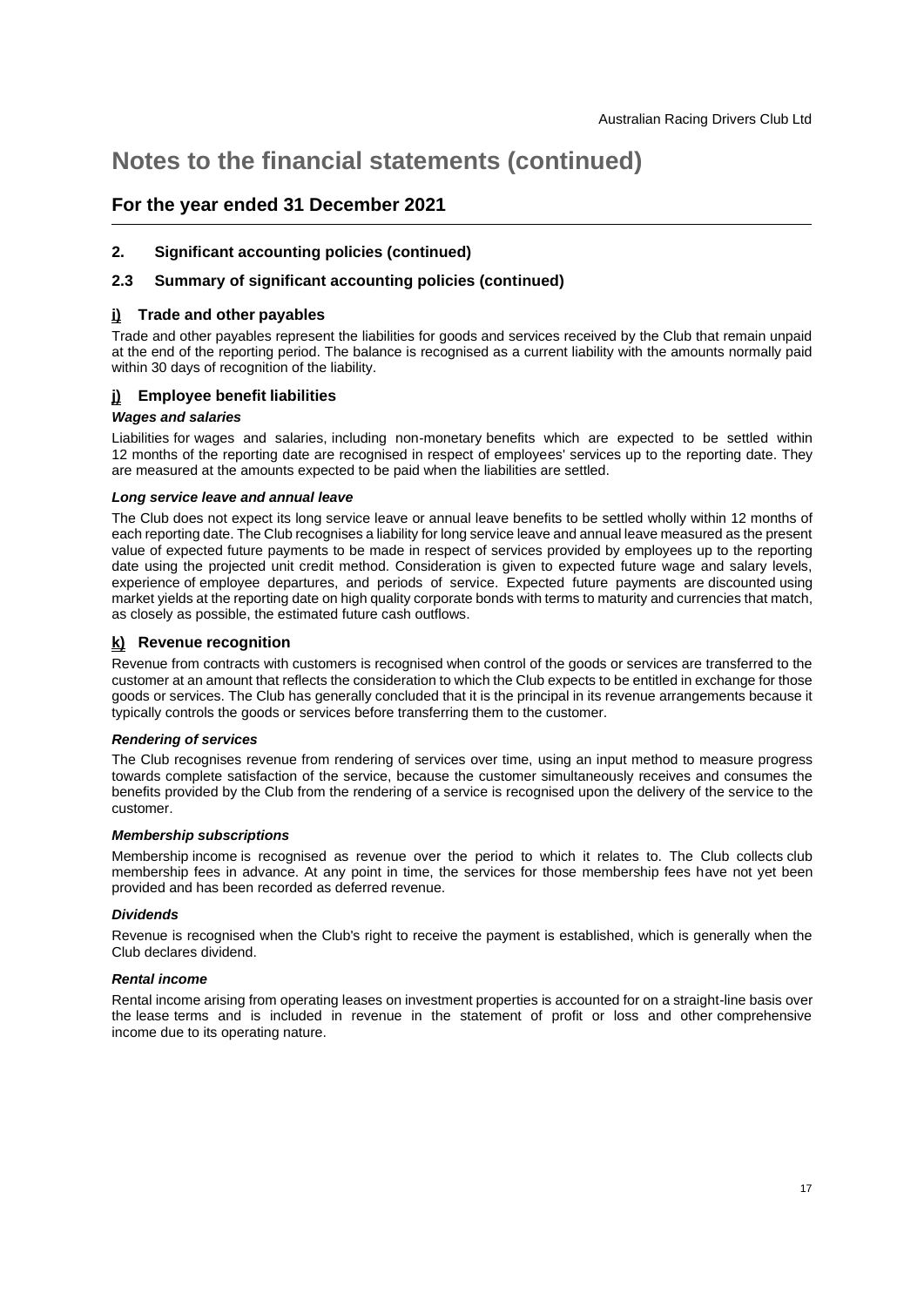# Notes to the financial statements (continued)

## For the year ended 31 December 2021

### 2. Significant accounting policies (continued)

### 2.3 Summary of significant accounting policies (continued)

#### i) Trade and other payables

Trade and other payables represent the liabilities for goods and services received by the Club that remain unpaid at the end of the reporting period. The balance is recognised as a current liability with the amounts normally paid within 30 days of recognition of the liability.

#### j) Employee benefit liabilities

***Wages and salaries***

Liabilities for wages and salaries, including non-monetary benefits which are expected to be settled within 12 months of the reporting date are recognised in respect of employees' services up to the reporting date. They are measured at the amounts expected to be paid when the liabilities are settled.

***Long service leave and annual leave***

The Club does not expect its long service leave or annual leave benefits to be settled wholly within 12 months of each reporting date. The Club recognises a liability for long service leave and annual leave measured as the present value of expected future payments to be made in respect of services provided by employees up to the reporting date using the projected unit credit method. Consideration is given to expected future wage and salary levels, experience of employee departures, and periods of service. Expected future payments are discounted using market yields at the reporting date on high quality corporate bonds with terms to maturity and currencies that match, as closely as possible, the estimated future cash outflows.

#### k) Revenue recognition

Revenue from contracts with customers is recognised when control of the goods or services are transferred to the customer at an amount that reflects the consideration to which the Club expects to be entitled in exchange for those goods or services. The Club has generally concluded that it is the principal in its revenue arrangements because it typically controls the goods or services before transferring them to the customer.

***Rendering of services***

The Club recognises revenue from rendering of services over time, using an input method to measure progress towards complete satisfaction of the service, because the customer simultaneously receives and consumes the benefits provided by the Club from the rendering of a service is recognised upon the delivery of the service to the customer.

***Membership subscriptions***

Membership income is recognised as revenue over the period to which it relates to. The Club collects club membership fees in advance. At any point in time, the services for those membership fees have not yet been provided and has been recorded as deferred revenue.

***Dividends***

Revenue is recognised when the Club's right to receive the payment is established, which is generally when the Club declares dividend.

***Rental income***

Rental income arising from operating leases on investment properties is accounted for on a straight-line basis over the lease terms and is included in revenue in the statement of profit or loss and other comprehensive income due to its operating nature.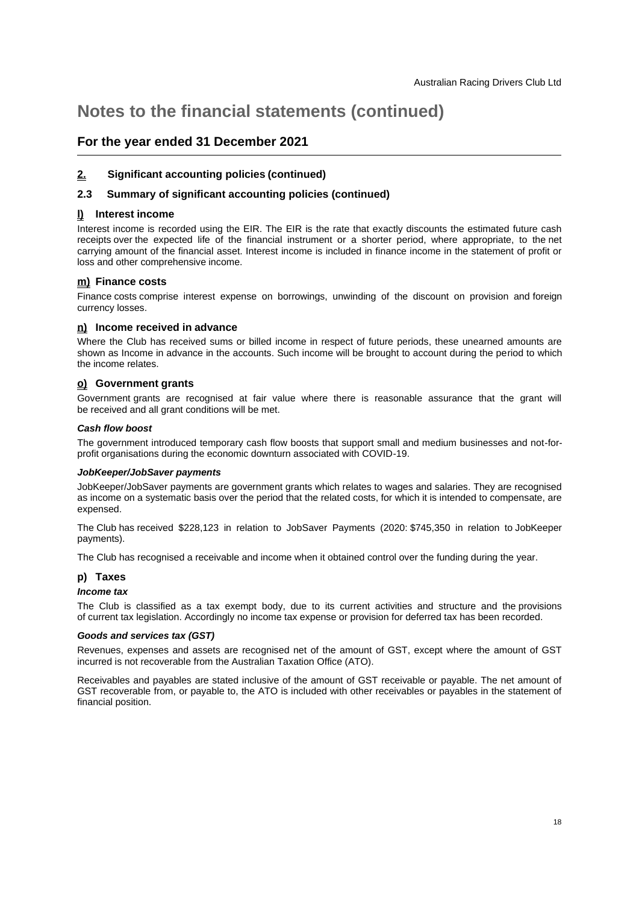# Notes to the financial statements (continued)

## For the year ended 31 December 2021

### 2. Significant accounting policies (continued)

### 2.3 Summary of significant accounting policies (continued)

#### l) Interest income

Interest income is recorded using the EIR. The EIR is the rate that exactly discounts the estimated future cash receipts over the expected life of the financial instrument or a shorter period, where appropriate, to the net carrying amount of the financial asset. Interest income is included in finance income in the statement of profit or loss and other comprehensive income.

#### m) Finance costs

Finance costs comprise interest expense on borrowings, unwinding of the discount on provision and foreign currency losses.

#### n) Income received in advance

Where the Club has received sums or billed income in respect of future periods, these unearned amounts are shown as Income in advance in the accounts. Such income will be brought to account during the period to which the income relates.

#### o) Government grants

Government grants are recognised at fair value where there is reasonable assurance that the grant will be received and all grant conditions will be met.

***Cash flow boost***

The government introduced temporary cash flow boosts that support small and medium businesses and not-for-profit organisations during the economic downturn associated with COVID-19.

***JobKeeper/JobSaver payments***

JobKeeper/JobSaver payments are government grants which relates to wages and salaries. They are recognised as income on a systematic basis over the period that the related costs, for which it is intended to compensate, are expensed.

The Club has received $228,123 in relation to JobSaver Payments (2020: $745,350 in relation to JobKeeper payments).

The Club has recognised a receivable and income when it obtained control over the funding during the year.

#### p) Taxes

***Income tax***

The Club is classified as a tax exempt body, due to its current activities and structure and the provisions of current tax legislation. Accordingly no income tax expense or provision for deferred tax has been recorded.

***Goods and services tax (GST)***

Revenues, expenses and assets are recognised net of the amount of GST, except where the amount of GST incurred is not recoverable from the Australian Taxation Office (ATO).

Receivables and payables are stated inclusive of the amount of GST receivable or payable. The net amount of GST recoverable from, or payable to, the ATO is included with other receivables or payables in the statement of financial position.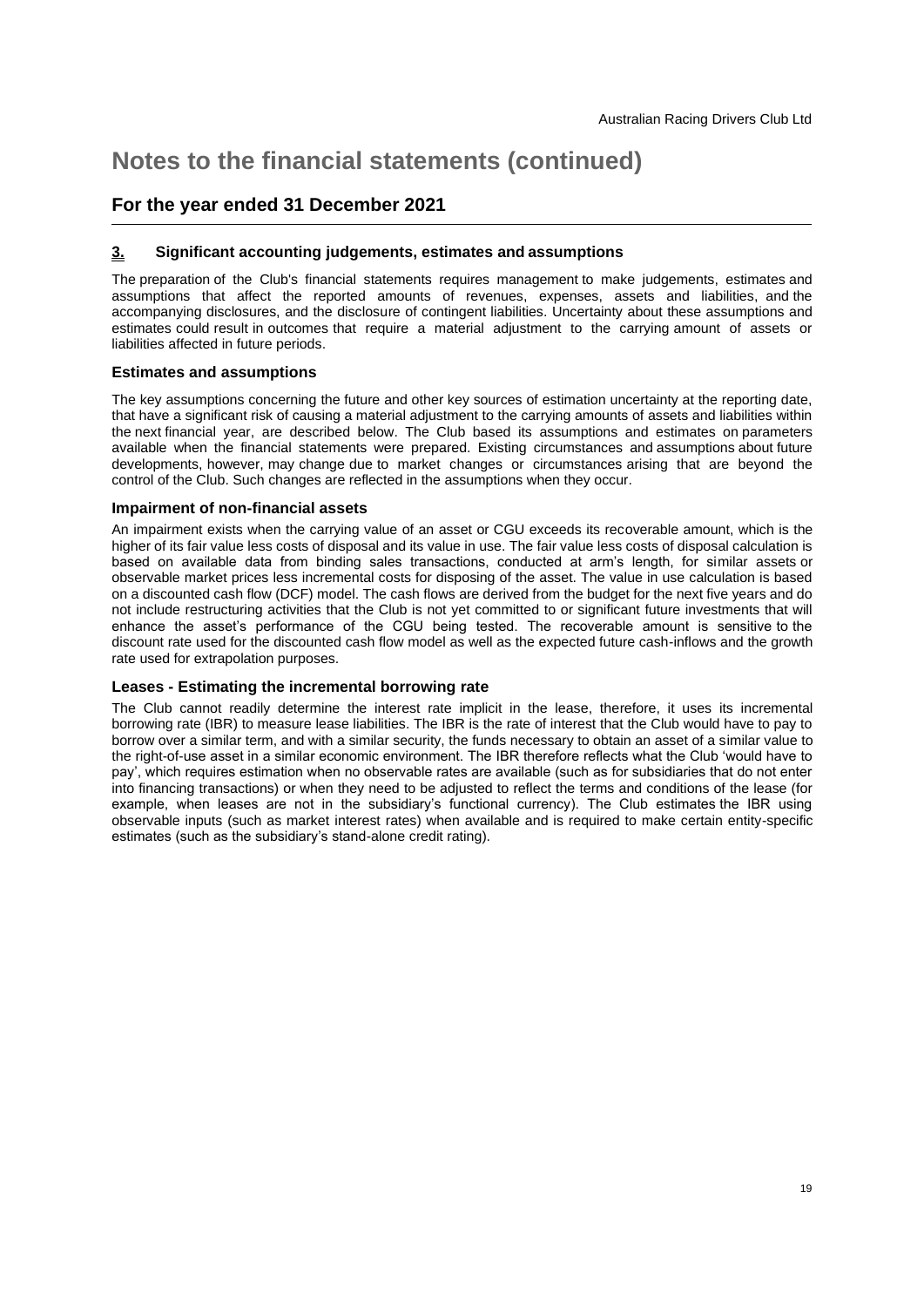# Notes to the financial statements (continued)

## For the year ended 31 December 2021

### 3. Significant accounting judgements, estimates and assumptions

The preparation of the Club's financial statements requires management to make judgements, estimates and assumptions that affect the reported amounts of revenues, expenses, assets and liabilities, and the accompanying disclosures, and the disclosure of contingent liabilities. Uncertainty about these assumptions and estimates could result in outcomes that require a material adjustment to the carrying amount of assets or liabilities affected in future periods.

#### Estimates and assumptions

The key assumptions concerning the future and other key sources of estimation uncertainty at the reporting date, that have a significant risk of causing a material adjustment to the carrying amounts of assets and liabilities within the next financial year, are described below. The Club based its assumptions and estimates on parameters available when the financial statements were prepared. Existing circumstances and assumptions about future developments, however, may change due to market changes or circumstances arising that are beyond the control of the Club. Such changes are reflected in the assumptions when they occur.

#### Impairment of non-financial assets

An impairment exists when the carrying value of an asset or CGU exceeds its recoverable amount, which is the higher of its fair value less costs of disposal and its value in use. The fair value less costs of disposal calculation is based on available data from binding sales transactions, conducted at arm's length, for similar assets or observable market prices less incremental costs for disposing of the asset. The value in use calculation is based on a discounted cash flow (DCF) model. The cash flows are derived from the budget for the next five years and do not include restructuring activities that the Club is not yet committed to or significant future investments that will enhance the asset's performance of the CGU being tested. The recoverable amount is sensitive to the discount rate used for the discounted cash flow model as well as the expected future cash-inflows and the growth rate used for extrapolation purposes.

#### Leases - Estimating the incremental borrowing rate

The Club cannot readily determine the interest rate implicit in the lease, therefore, it uses its incremental borrowing rate (IBR) to measure lease liabilities. The IBR is the rate of interest that the Club would have to pay to borrow over a similar term, and with a similar security, the funds necessary to obtain an asset of a similar value to the right-of-use asset in a similar economic environment. The IBR therefore reflects what the Club 'would have to pay', which requires estimation when no observable rates are available (such as for subsidiaries that do not enter into financing transactions) or when they need to be adjusted to reflect the terms and conditions of the lease (for example, when leases are not in the subsidiary's functional currency). The Club estimates the IBR using observable inputs (such as market interest rates) when available and is required to make certain entity-specific estimates (such as the subsidiary's stand-alone credit rating).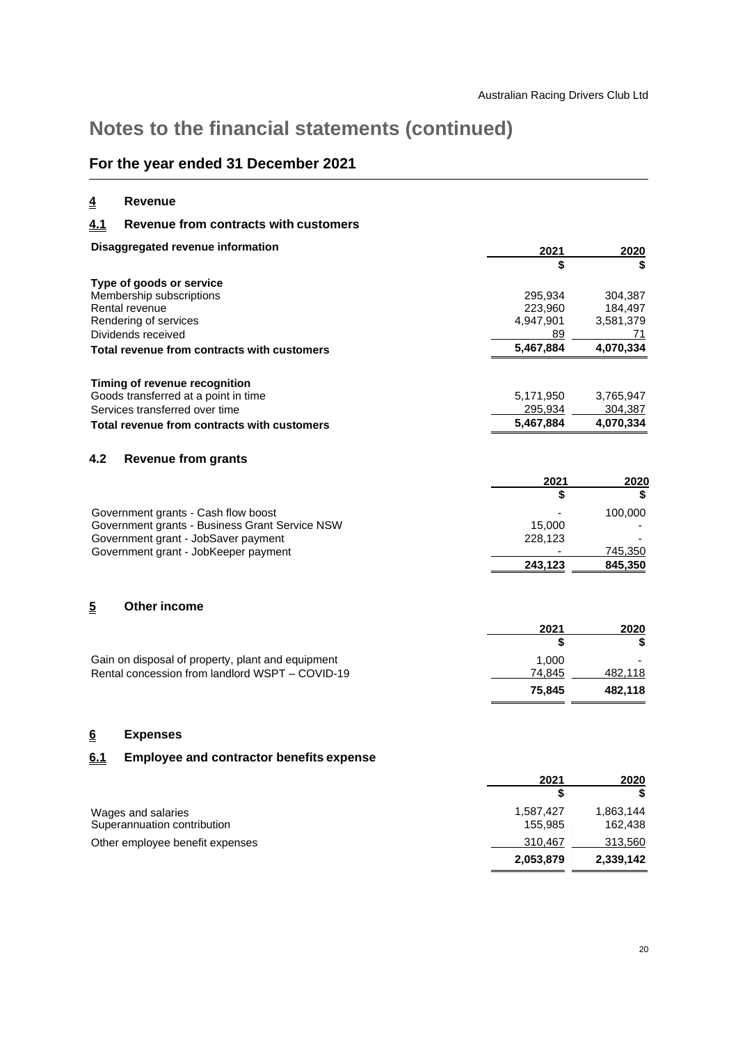# Notes to the financial statements (continued)

## For the year ended 31 December 2021

## 4 Revenue

### 4.1 Revenue from contracts with customers

| Disaggregated revenue information | 2021 | 2020 |
|---|---|---|
| | $ | $ |
| **Type of goods or service** | | |
| Membership subscriptions | 295,934 | 304,387 |
| Rental revenue | 223,960 | 184,497 |
| Rendering of services | 4,947,901 | 3,581,379 |
| Dividends received | 89 | 71 |
| **Total revenue from contracts with customers** | **5,467,884** | **4,070,334** |
| | | |
| **Timing of revenue recognition** | | |
| Goods transferred at a point in time | 5,171,950 | 3,765,947 |
| Services transferred over time | 295,934 | 304,387 |
| **Total revenue from contracts with customers** | **5,467,884** | **4,070,334** |

### 4.2 Revenue from grants

| | 2021 | 2020 |
|---|---|---|
| | $ | $ |
| Government grants - Cash flow boost | - | 100,000 |
| Government grants - Business Grant Service NSW | 15,000 | - |
| Government grant - JobSaver payment | 228,123 | - |
| Government grant - JobKeeper payment | - | 745,350 |
| | **243,123** | **845,350** |

## 5 Other income

| | 2021 | 2020 |
|---|---|---|
| | $ | $ |
| Gain on disposal of property, plant and equipment | 1,000 | - |
| Rental concession from landlord WSPT – COVID-19 | 74,845 | 482,118 |
| | **75,845** | **482,118** |

## 6 Expenses

### 6.1 Employee and contractor benefits expense

| | 2021 | 2020 |
|---|---|---|
| | $ | $ |
| Wages and salaries | 1,587,427 | 1,863,144 |
| Superannuation contribution | 155,985 | 162,438 |
| Other employee benefit expenses | 310,467 | 313,560 |
| | **2,053,879** | **2,339,142** |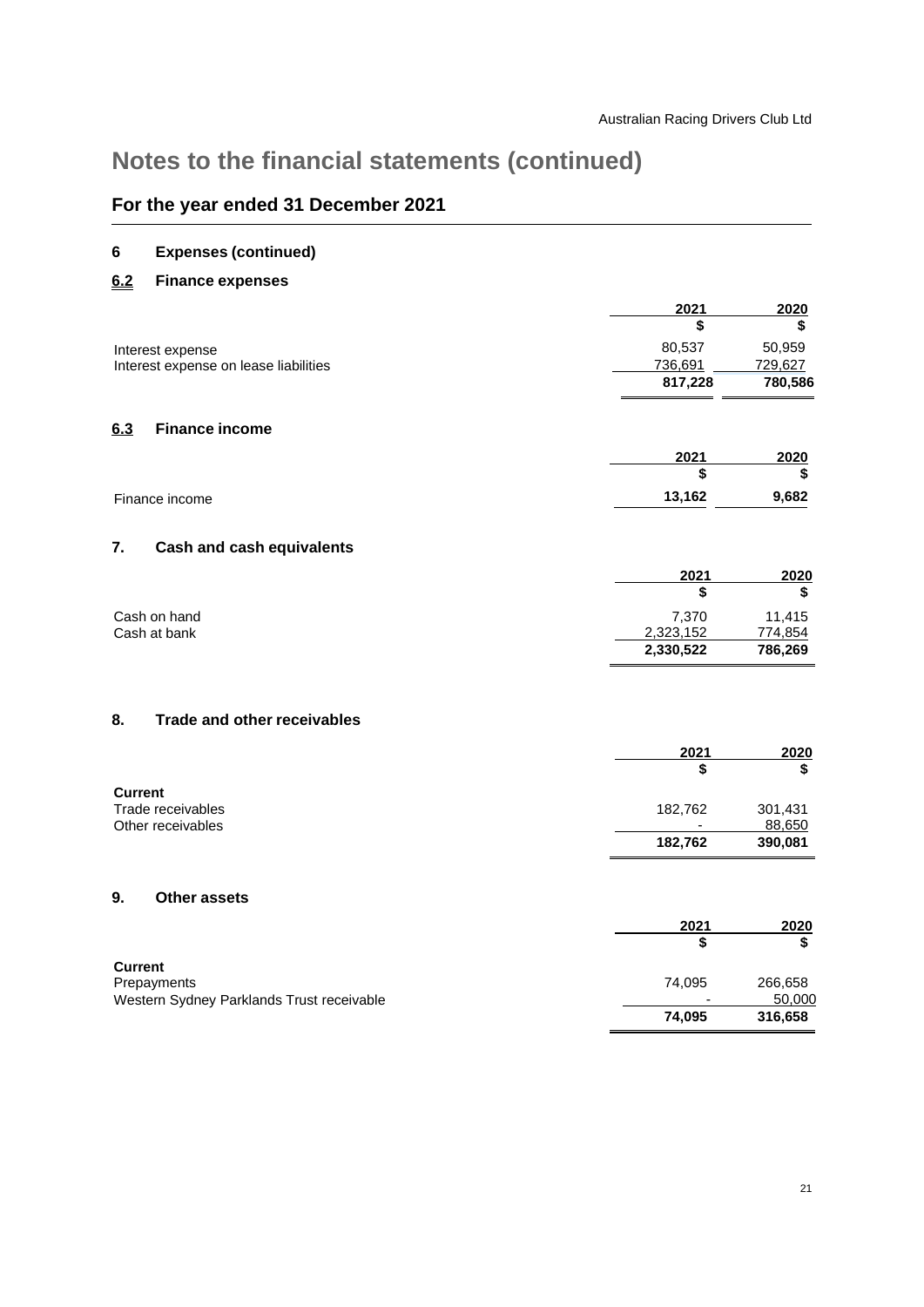# Notes to the financial statements (continued)

## For the year ended 31 December 2021

### 6 Expenses (continued)

### 6.2 Finance expenses

| | 2021 | 2020 |
|---|---|---|
| | $ | $ |
| Interest expense | 80,537 | 50,959 |
| Interest expense on lease liabilities | 736,691 | 729,627 |
| | **817,228** | **780,586** |

### 6.3 Finance income

| | 2021 | 2020 |
|---|---|---|
| | $ | $ |
| Finance income | **13,162** | **9,682** |

### 7. Cash and cash equivalents

| | 2021 | 2020 |
|---|---|---|
| | $ | $ |
| Cash on hand | 7,370 | 11,415 |
| Cash at bank | 2,323,152 | 774,854 |
| | **2,330,522** | **786,269** |

### 8. Trade and other receivables

| | 2021 | 2020 |
|---|---|---|
| | $ | $ |
| **Current** | | |
| Trade receivables | 182,762 | 301,431 |
| Other receivables | - | 88,650 |
| | **182,762** | **390,081** |

### 9. Other assets

| | 2021 | 2020 |
|---|---|---|
| | $ | $ |
| **Current** | | |
| Prepayments | 74,095 | 266,658 |
| Western Sydney Parklands Trust receivable | - | 50,000 |
| | **74,095** | **316,658** |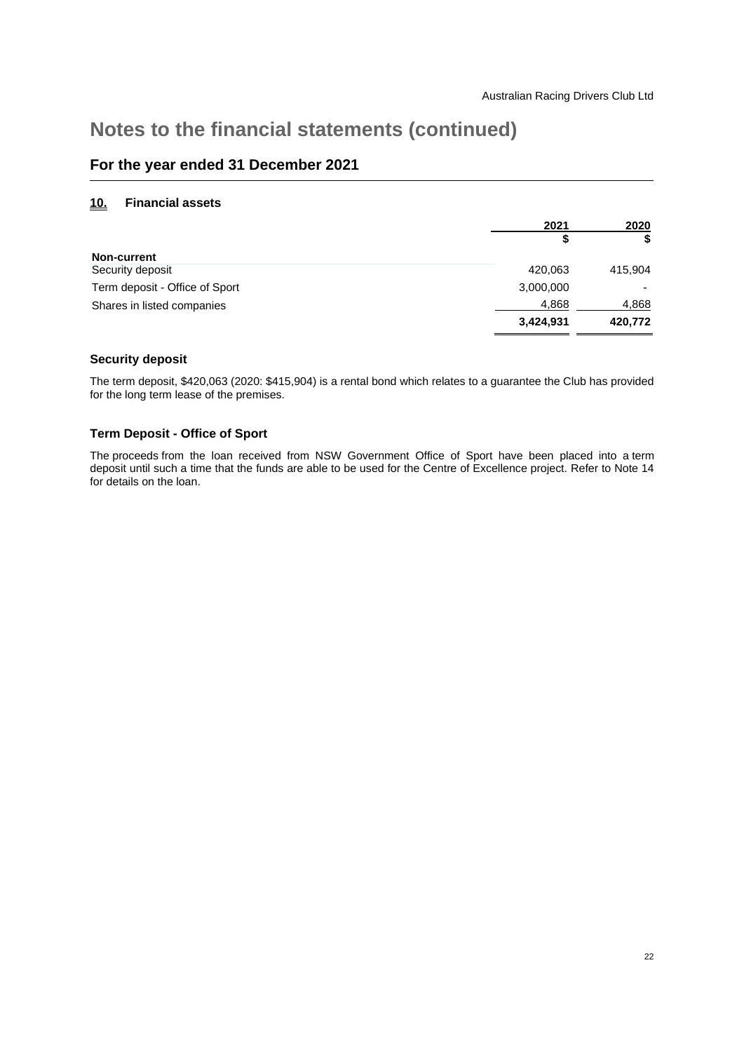# Notes to the financial statements (continued)

## For the year ended 31 December 2021

### 10. Financial assets

| | 2021 | 2020 |
|---|---|---|
| | $ | $ |
| **Non-current** | | |
| Security deposit | 420,063 | 415,904 |
| Term deposit - Office of Sport | 3,000,000 | - |
| Shares in listed companies | 4,868 | 4,868 |
| | **3,424,931** | **420,772** |

#### Security deposit

The term deposit, $420,063 (2020: $415,904) is a rental bond which relates to a guarantee the Club has provided for the long term lease of the premises.

#### Term Deposit - Office of Sport

The proceeds from the loan received from NSW Government Office of Sport have been placed into a term deposit until such a time that the funds are able to be used for the Centre of Excellence project. Refer to Note 14 for details on the loan.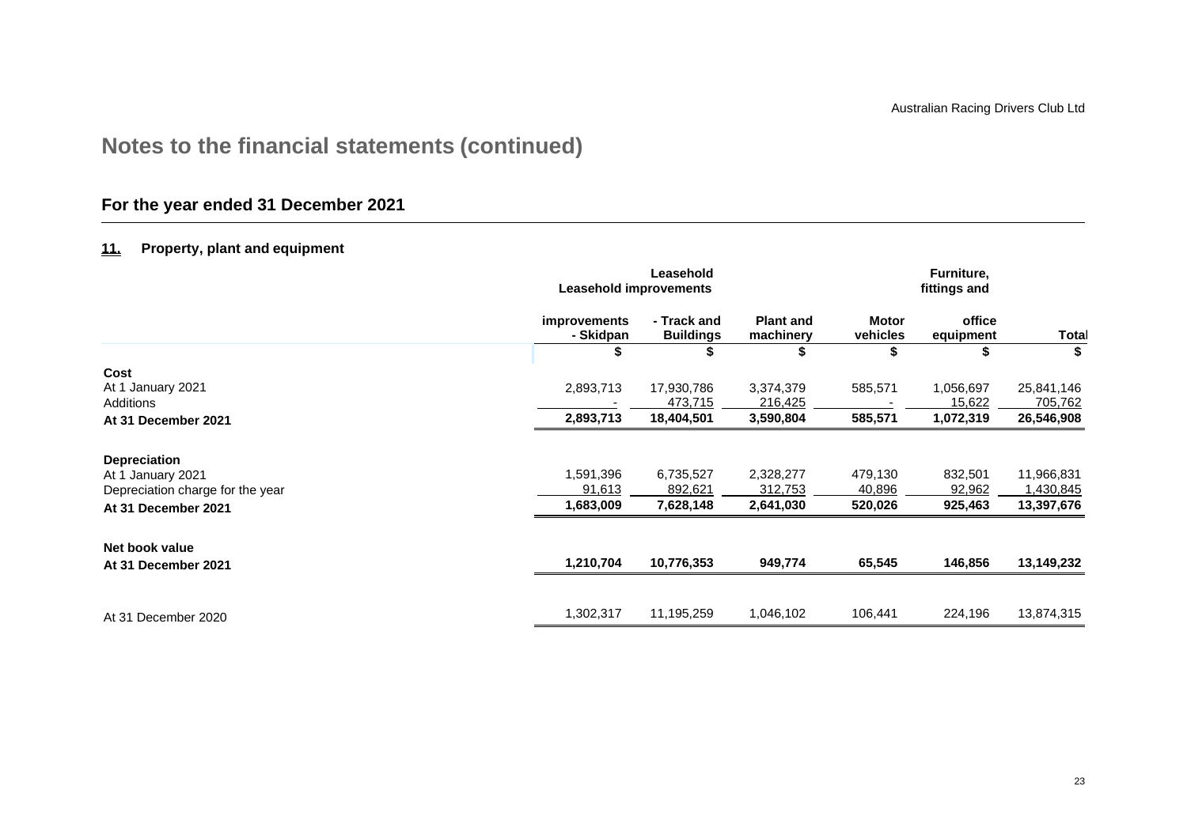# Notes to the financial statements (continued)

## For the year ended 31 December 2021

### 11. Property, plant and equipment

| | Leasehold improvements - Skidpan | Leasehold improvements - Track and Buildings | Plant and machinery | Motor vehicles | Furniture, fittings and office equipment | Total |
|---|---|---|---|---|---|---|
| | $ | $ | $ | $ | $ | $ |
| **Cost** | | | | | | |
| At 1 January 2021 | 2,893,713 | 17,930,786 | 3,374,379 | 585,571 | 1,056,697 | 25,841,146 |
| Additions | - | 473,715 | 216,425 | - | 15,622 | 705,762 |
| **At 31 December 2021** | **2,893,713** | **18,404,501** | **3,590,804** | **585,571** | **1,072,319** | **26,546,908** |
| **Depreciation** | | | | | | |
| At 1 January 2021 | 1,591,396 | 6,735,527 | 2,328,277 | 479,130 | 832,501 | 11,966,831 |
| Depreciation charge for the year | 91,613 | 892,621 | 312,753 | 40,896 | 92,962 | 1,430,845 |
| **At 31 December 2021** | **1,683,009** | **7,628,148** | **2,641,030** | **520,026** | **925,463** | **13,397,676** |
| **Net book value** | | | | | | |
| **At 31 December 2021** | **1,210,704** | **10,776,353** | **949,774** | **65,545** | **146,856** | **13,149,232** |
| At 31 December 2020 | 1,302,317 | 11,195,259 | 1,046,102 | 106,441 | 224,196 | 13,874,315 |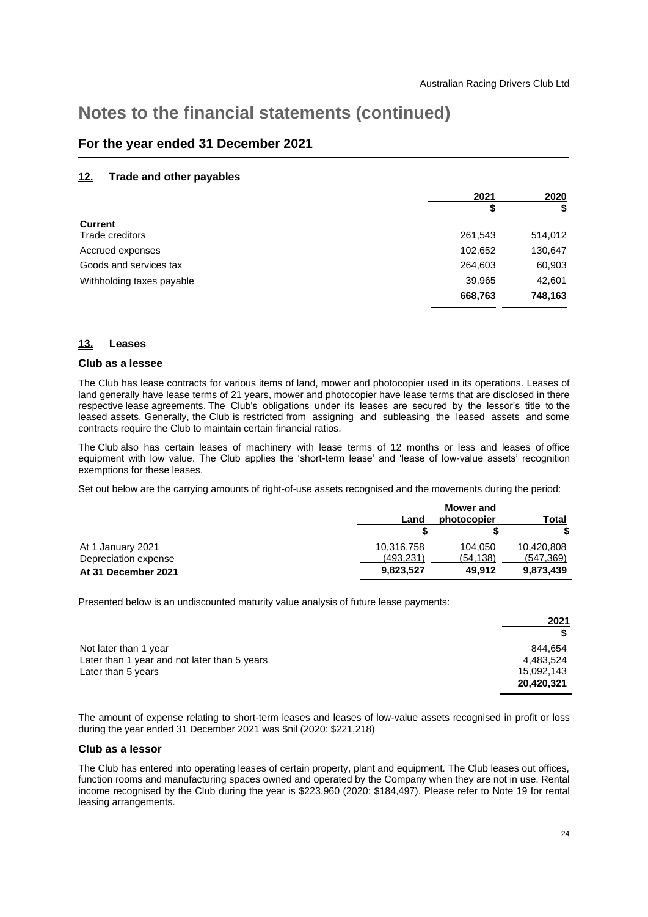# Notes to the financial statements (continued)

## For the year ended 31 December 2021

### 12. Trade and other payables

| | 2021 | 2020 |
|---|---|---|
| | $ | $ |
| **Current** | | |
| Trade creditors | 261,543 | 514,012 |
| Accrued expenses | 102,652 | 130,647 |
| Goods and services tax | 264,603 | 60,903 |
| Withholding taxes payable | 39,965 | 42,601 |
| | **668,763** | **748,163** |

### 13. Leases

#### Club as a lessee

The Club has lease contracts for various items of land, mower and photocopier used in its operations. Leases of land generally have lease terms of 21 years, mower and photocopier have lease terms that are disclosed in there respective lease agreements. The Club's obligations under its leases are secured by the lessor's title to the leased assets. Generally, the Club is restricted from assigning and subleasing the leased assets and some contracts require the Club to maintain certain financial ratios.

The Club also has certain leases of machinery with lease terms of 12 months or less and leases of office equipment with low value. The Club applies the 'short-term lease' and 'lease of low-value assets' recognition exemptions for these leases.

Set out below are the carrying amounts of right-of-use assets recognised and the movements during the period:

| | Land | Mower and photocopier | Total |
|---|---|---|---|
| | $ | $ | $ |
| At 1 January 2021 | 10,316,758 | 104,050 | 10,420,808 |
| Depreciation expense | (493,231) | (54,138) | (547,369) |
| **At 31 December 2021** | **9,823,527** | **49,912** | **9,873,439** |

Presented below is an undiscounted maturity value analysis of future lease payments:

| | 2021 |
|---|---|
| | $ |
| Not later than 1 year | 844,654 |
| Later than 1 year and not later than 5 years | 4,483,524 |
| Later than 5 years | 15,092,143 |
| | **20,420,321** |

The amount of expense relating to short-term leases and leases of low-value assets recognised in profit or loss during the year ended 31 December 2021 was $nil (2020: $221,218)

#### Club as a lessor

The Club has entered into operating leases of certain property, plant and equipment. The Club leases out offices, function rooms and manufacturing spaces owned and operated by the Company when they are not in use. Rental income recognised by the Club during the year is $223,960 (2020: $184,497). Please refer to Note 19 for rental leasing arrangements.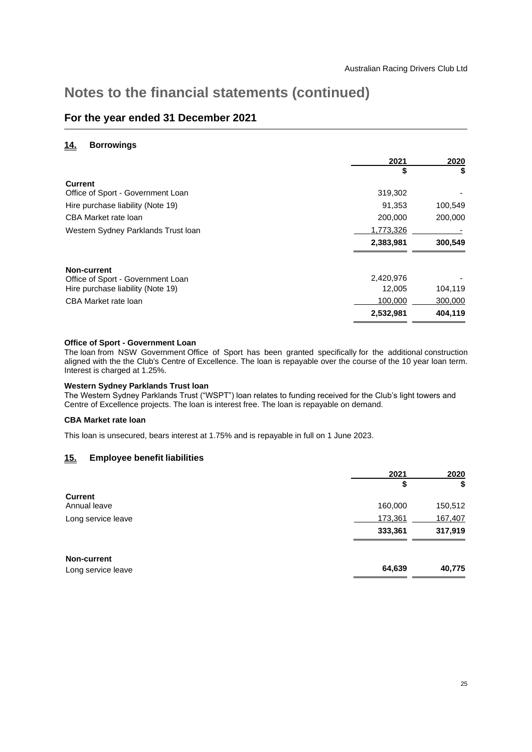# Notes to the financial statements (continued)

## For the year ended 31 December 2021

### 14. Borrowings

| | 2021 | 2020 |
|---|---|---|
| | $ | $ |
| **Current** | | |
| Office of Sport - Government Loan | 319,302 | - |
| Hire purchase liability (Note 19) | 91,353 | 100,549 |
| CBA Market rate loan | 200,000 | 200,000 |
| Western Sydney Parklands Trust loan | 1,773,326 | - |
| | **2,383,981** | **300,549** |
| **Non-current** | | |
| Office of Sport - Government Loan | 2,420,976 | - |
| Hire purchase liability (Note 19) | 12,005 | 104,119 |
| CBA Market rate loan | 100,000 | 300,000 |
| | **2,532,981** | **404,119** |

**Office of Sport - Government Loan**

The loan from NSW Government Office of Sport has been granted specifically for the additional construction aligned with the the Club's Centre of Excellence. The loan is repayable over the course of the 10 year loan term. Interest is charged at 1.25%.

**Western Sydney Parklands Trust loan**

The Western Sydney Parklands Trust ("WSPT") loan relates to funding received for the Club's light towers and Centre of Excellence projects. The loan is interest free. The loan is repayable on demand.

**CBA Market rate loan**

This loan is unsecured, bears interest at 1.75% and is repayable in full on 1 June 2023.

### 15. Employee benefit liabilities

| | 2021 | 2020 |
|---|---|---|
| | $ | $ |
| **Current** | | |
| Annual leave | 160,000 | 150,512 |
| Long service leave | 173,361 | 167,407 |
| | **333,361** | **317,919** |
| **Non-current** | | |
| Long service leave | **64,639** | **40,775** |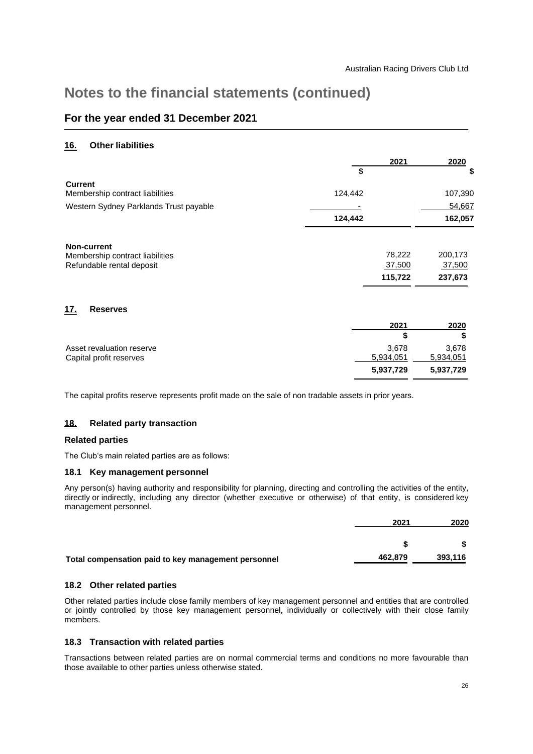# Notes to the financial statements (continued)

## For the year ended 31 December 2021

### 16. Other liabilities

| | 2021 | 2020 |
|---|---|---|
| | $ | $ |
| **Current** | | |
| Membership contract liabilities | 124,442 | 107,390 |
| Western Sydney Parklands Trust payable | - | 54,667 |
| | **124,442** | **162,057** |
| **Non-current** | | |
| Membership contract liabilities | 78,222 | 200,173 |
| Refundable rental deposit | 37,500 | 37,500 |
| | **115,722** | **237,673** |

### 17. Reserves

| | 2021 | 2020 |
|---|---|---|
| | $ | $ |
| Asset revaluation reserve | 3,678 | 3,678 |
| Capital profit reserves | 5,934,051 | 5,934,051 |
| | **5,937,729** | **5,937,729** |

The capital profits reserve represents profit made on the sale of non tradable assets in prior years.

### 18. Related party transaction

#### Related parties

The Club's main related parties are as follows:

#### 18.1 Key management personnel

Any person(s) having authority and responsibility for planning, directing and controlling the activities of the entity, directly or indirectly, including any director (whether executive or otherwise) of that entity, is considered key management personnel.

| | 2021 | 2020 |
|---|---|---|
| | $ | $ |
| **Total compensation paid to key management personnel** | 462,879 | 393,116 |

#### 18.2 Other related parties

Other related parties include close family members of key management personnel and entities that are controlled or jointly controlled by those key management personnel, individually or collectively with their close family members.

#### 18.3 Transaction with related parties

Transactions between related parties are on normal commercial terms and conditions no more favourable than those available to other parties unless otherwise stated.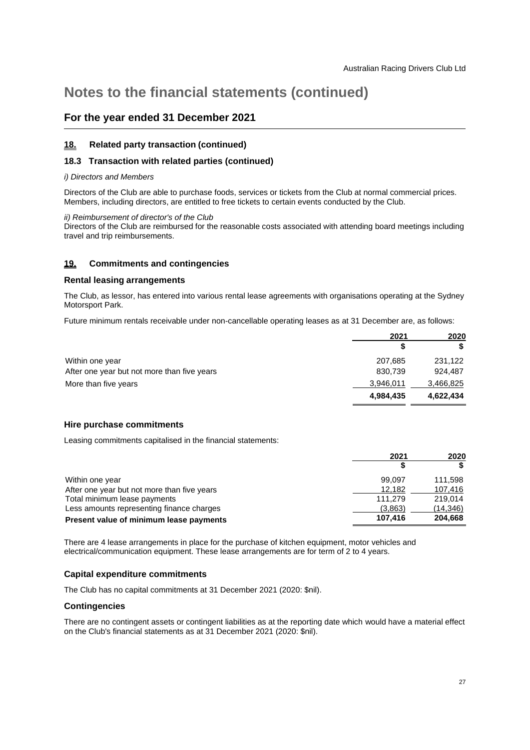# Notes to the financial statements (continued)

## For the year ended 31 December 2021

### 18. Related party transaction (continued)

### 18.3 Transaction with related parties (continued)

*i) Directors and Members*

Directors of the Club are able to purchase foods, services or tickets from the Club at normal commercial prices. Members, including directors, are entitled to free tickets to certain events conducted by the Club.

*ii) Reimbursement of director's of the Club*
Directors of the Club are reimbursed for the reasonable costs associated with attending board meetings including travel and trip reimbursements.

### 19. Commitments and contingencies

#### Rental leasing arrangements

The Club, as lessor, has entered into various rental lease agreements with organisations operating at the Sydney Motorsport Park.

Future minimum rentals receivable under non-cancellable operating leases as at 31 December are, as follows:

| | 2021 | 2020 |
|---|---|---|
| | $ | $ |
| Within one year | 207,685 | 231,122 |
| After one year but not more than five years | 830,739 | 924,487 |
| More than five years | 3,946,011 | 3,466,825 |
| | **4,984,435** | **4,622,434** |

#### Hire purchase commitments

Leasing commitments capitalised in the financial statements:

| | 2021 | 2020 |
|---|---|---|
| | $ | $ |
| Within one year | 99,097 | 111,598 |
| After one year but not more than five years | 12,182 | 107,416 |
| Total minimum lease payments | 111,279 | 219,014 |
| Less amounts representing finance charges | (3,863) | (14,346) |
| **Present value of minimum lease payments** | **107,416** | **204,668** |

There are 4 lease arrangements in place for the purchase of kitchen equipment, motor vehicles and electrical/communication equipment. These lease arrangements are for term of 2 to 4 years.

#### Capital expenditure commitments

The Club has no capital commitments at 31 December 2021 (2020: $nil).

#### Contingencies

There are no contingent assets or contingent liabilities as at the reporting date which would have a material effect on the Club's financial statements as at 31 December 2021 (2020: $nil).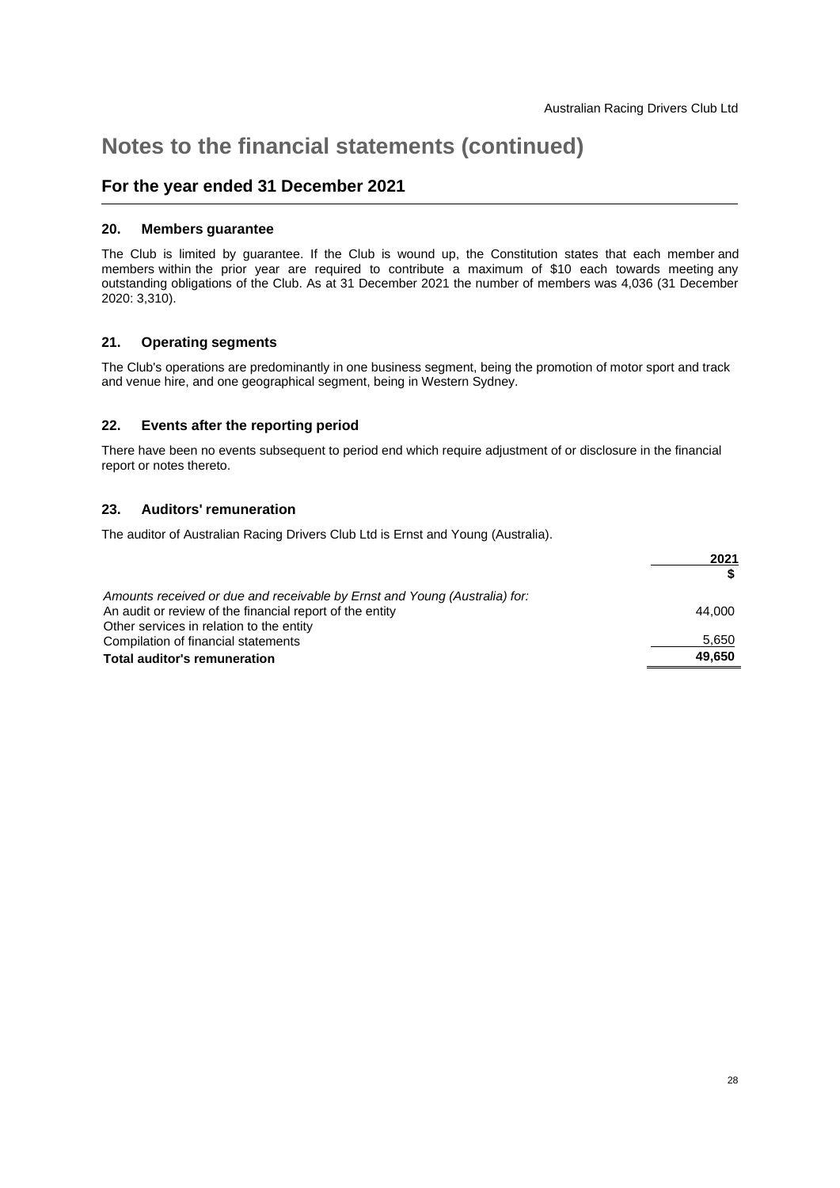# Notes to the financial statements (continued)

## For the year ended 31 December 2021

### 20. Members guarantee

The Club is limited by guarantee. If the Club is wound up, the Constitution states that each member and members within the prior year are required to contribute a maximum of $10 each towards meeting any outstanding obligations of the Club. As at 31 December 2021 the number of members was 4,036 (31 December 2020: 3,310).

### 21. Operating segments

The Club's operations are predominantly in one business segment, being the promotion of motor sport and track and venue hire, and one geographical segment, being in Western Sydney.

### 22. Events after the reporting period

There have been no events subsequent to period end which require adjustment of or disclosure in the financial report or notes thereto.

### 23. Auditors' remuneration

The auditor of Australian Racing Drivers Club Ltd is Ernst and Young (Australia).

| | 2021 |
|---|---|
| | $ |
| *Amounts received or due and receivable by Ernst and Young (Australia) for:* | |
| An audit or review of the financial report of the entity | 44,000 |
| Other services in relation to the entity | |
| Compilation of financial statements | 5,650 |
| **Total auditor's remuneration** | **49,650** |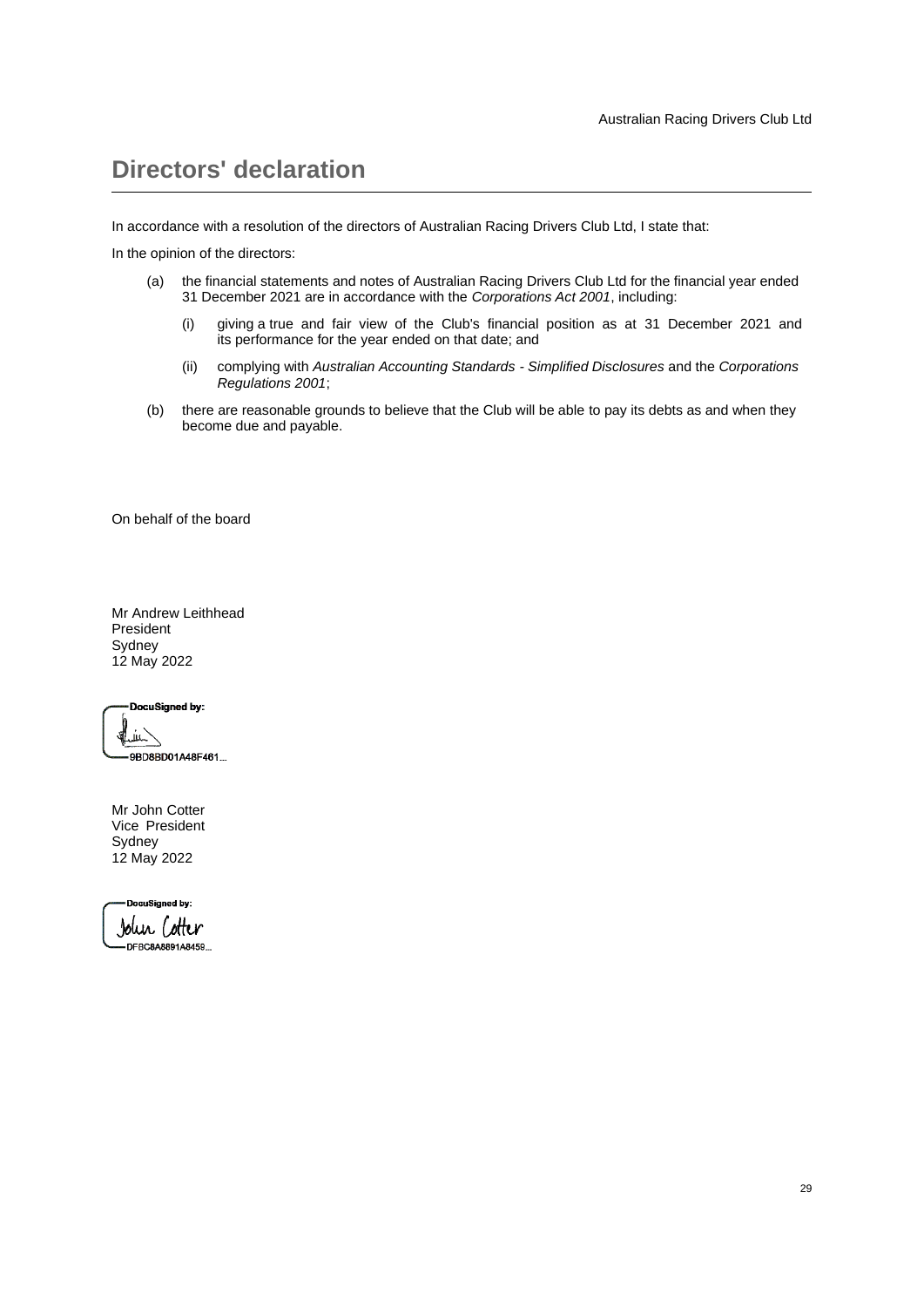# Directors' declaration

In accordance with a resolution of the directors of Australian Racing Drivers Club Ltd, I state that:

In the opinion of the directors:

(a) the financial statements and notes of Australian Racing Drivers Club Ltd for the financial year ended 31 December 2021 are in accordance with the *Corporations Act 2001*, including:

  (i) giving a true and fair view of the Club's financial position as at 31 December 2021 and its performance for the year ended on that date; and

  (ii) complying with *Australian Accounting Standards - Simplified Disclosures* and the *Corporations Regulations 2001*;

(b) there are reasonable grounds to believe that the Club will be able to pay its debts as and when they become due and payable.

On behalf of the board

Mr Andrew Leithhead
President
Sydney
12 May 2022

DocuSigned by:
9BD8BD01A48F461...

Mr John Cotter
Vice President
Sydney
12 May 2022

DocuSigned by:
John Cotter
DFBC8A8891A8459...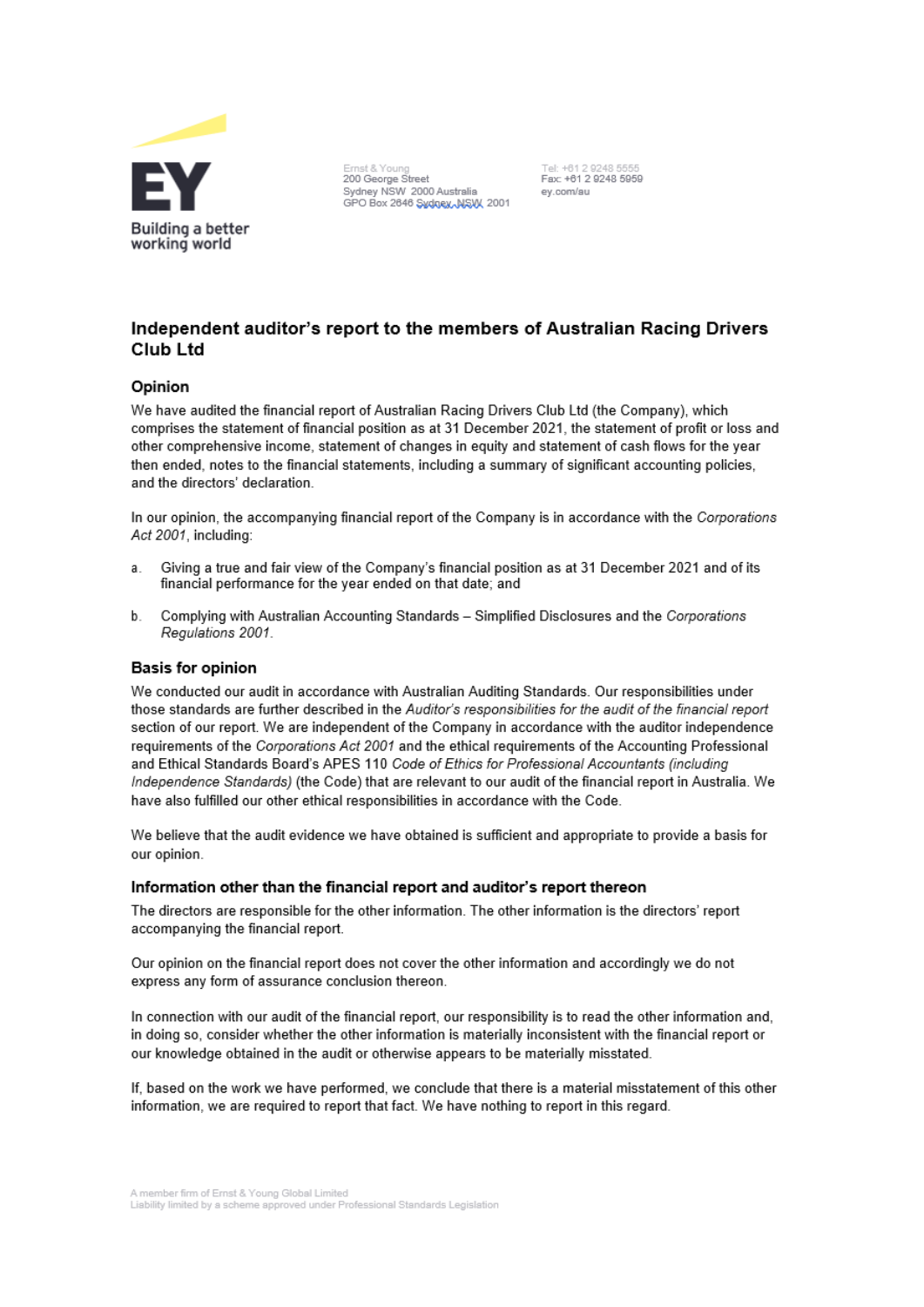Ernst & Young
200 George Street
Sydney NSW 2000 Australia
GPO Box 2646 Sydney NSW 2001

Tel: +61 2 9248 5555
Fax: +61 2 9248 5959
ey.com/au

# Independent auditor's report to the members of Australian Racing Drivers Club Ltd

## Opinion

We have audited the financial report of Australian Racing Drivers Club Ltd (the Company), which comprises the statement of financial position as at 31 December 2021, the statement of profit or loss and other comprehensive income, statement of changes in equity and statement of cash flows for the year then ended, notes to the financial statements, including a summary of significant accounting policies, and the directors' declaration.

In our opinion, the accompanying financial report of the Company is in accordance with the *Corporations Act 2001*, including:

a. Giving a true and fair view of the Company's financial position as at 31 December 2021 and of its financial performance for the year ended on that date; and

b. Complying with Australian Accounting Standards – Simplified Disclosures and the *Corporations Regulations 2001*.

## Basis for opinion

We conducted our audit in accordance with Australian Auditing Standards. Our responsibilities under those standards are further described in the *Auditor's responsibilities for the audit of the financial report* section of our report. We are independent of the Company in accordance with the auditor independence requirements of the *Corporations Act 2001* and the ethical requirements of the Accounting Professional and Ethical Standards Board's APES 110 *Code of Ethics for Professional Accountants (including Independence Standards)* (the Code) that are relevant to our audit of the financial report in Australia. We have also fulfilled our other ethical responsibilities in accordance with the Code.

We believe that the audit evidence we have obtained is sufficient and appropriate to provide a basis for our opinion.

## Information other than the financial report and auditor's report thereon

The directors are responsible for the other information. The other information is the directors' report accompanying the financial report.

Our opinion on the financial report does not cover the other information and accordingly we do not express any form of assurance conclusion thereon.

In connection with our audit of the financial report, our responsibility is to read the other information and, in doing so, consider whether the other information is materially inconsistent with the financial report or our knowledge obtained in the audit or otherwise appears to be materially misstated.

If, based on the work we have performed, we conclude that there is a material misstatement of this other information, we are required to report that fact. We have nothing to report in this regard.

A member firm of Ernst & Young Global Limited
Liability limited by a scheme approved under Professional Standards Legislation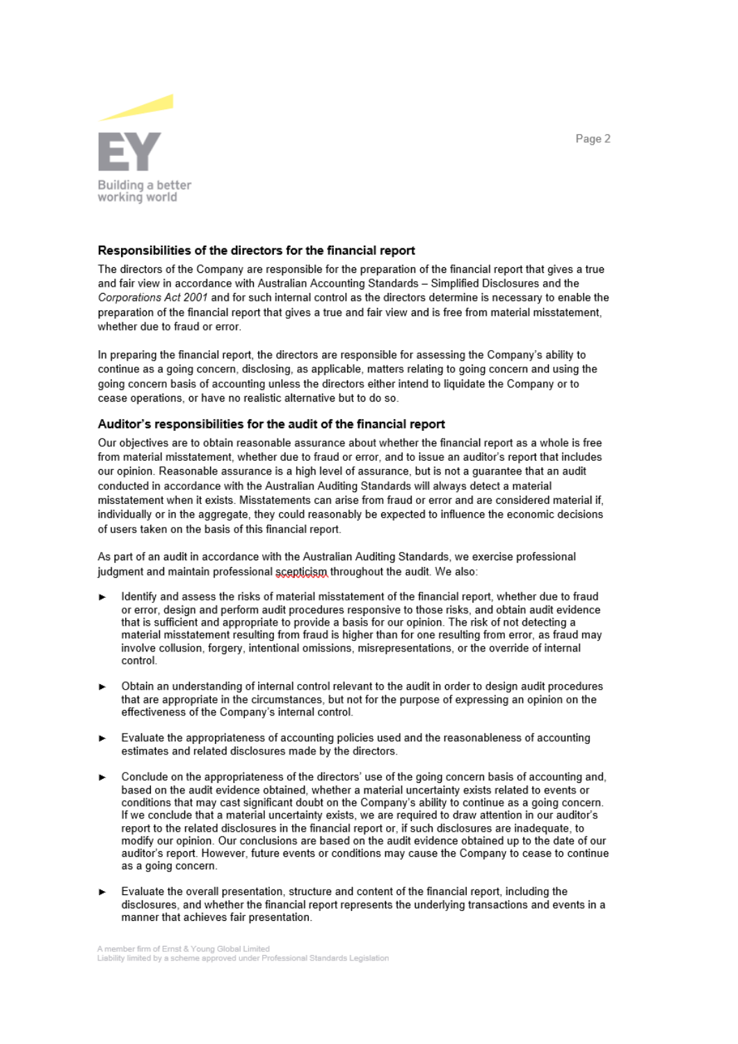## Responsibilities of the directors for the financial report

The directors of the Company are responsible for the preparation of the financial report that gives a true and fair view in accordance with Australian Accounting Standards – Simplified Disclosures and the *Corporations Act 2001* and for such internal control as the directors determine is necessary to enable the preparation of the financial report that gives a true and fair view and is free from material misstatement, whether due to fraud or error.

In preparing the financial report, the directors are responsible for assessing the Company's ability to continue as a going concern, disclosing, as applicable, matters relating to going concern and using the going concern basis of accounting unless the directors either intend to liquidate the Company or to cease operations, or have no realistic alternative but to do so.

## Auditor's responsibilities for the audit of the financial report

Our objectives are to obtain reasonable assurance about whether the financial report as a whole is free from material misstatement, whether due to fraud or error, and to issue an auditor's report that includes our opinion. Reasonable assurance is a high level of assurance, but is not a guarantee that an audit conducted in accordance with the Australian Auditing Standards will always detect a material misstatement when it exists. Misstatements can arise from fraud or error and are considered material if, individually or in the aggregate, they could reasonably be expected to influence the economic decisions of users taken on the basis of this financial report.

As part of an audit in accordance with the Australian Auditing Standards, we exercise professional judgment and maintain professional scepticism throughout the audit. We also:

- Identify and assess the risks of material misstatement of the financial report, whether due to fraud or error, design and perform audit procedures responsive to those risks, and obtain audit evidence that is sufficient and appropriate to provide a basis for our opinion. The risk of not detecting a material misstatement resulting from fraud is higher than for one resulting from error, as fraud may involve collusion, forgery, intentional omissions, misrepresentations, or the override of internal control.
- Obtain an understanding of internal control relevant to the audit in order to design audit procedures that are appropriate in the circumstances, but not for the purpose of expressing an opinion on the effectiveness of the Company's internal control.
- Evaluate the appropriateness of accounting policies used and the reasonableness of accounting estimates and related disclosures made by the directors.
- Conclude on the appropriateness of the directors' use of the going concern basis of accounting and, based on the audit evidence obtained, whether a material uncertainty exists related to events or conditions that may cast significant doubt on the Company's ability to continue as a going concern. If we conclude that a material uncertainty exists, we are required to draw attention in our auditor's report to the related disclosures in the financial report or, if such disclosures are inadequate, to modify our opinion. Our conclusions are based on the audit evidence obtained up to the date of our auditor's report. However, future events or conditions may cause the Company to cease to continue as a going concern.
- Evaluate the overall presentation, structure and content of the financial report, including the disclosures, and whether the financial report represents the underlying transactions and events in a manner that achieves fair presentation.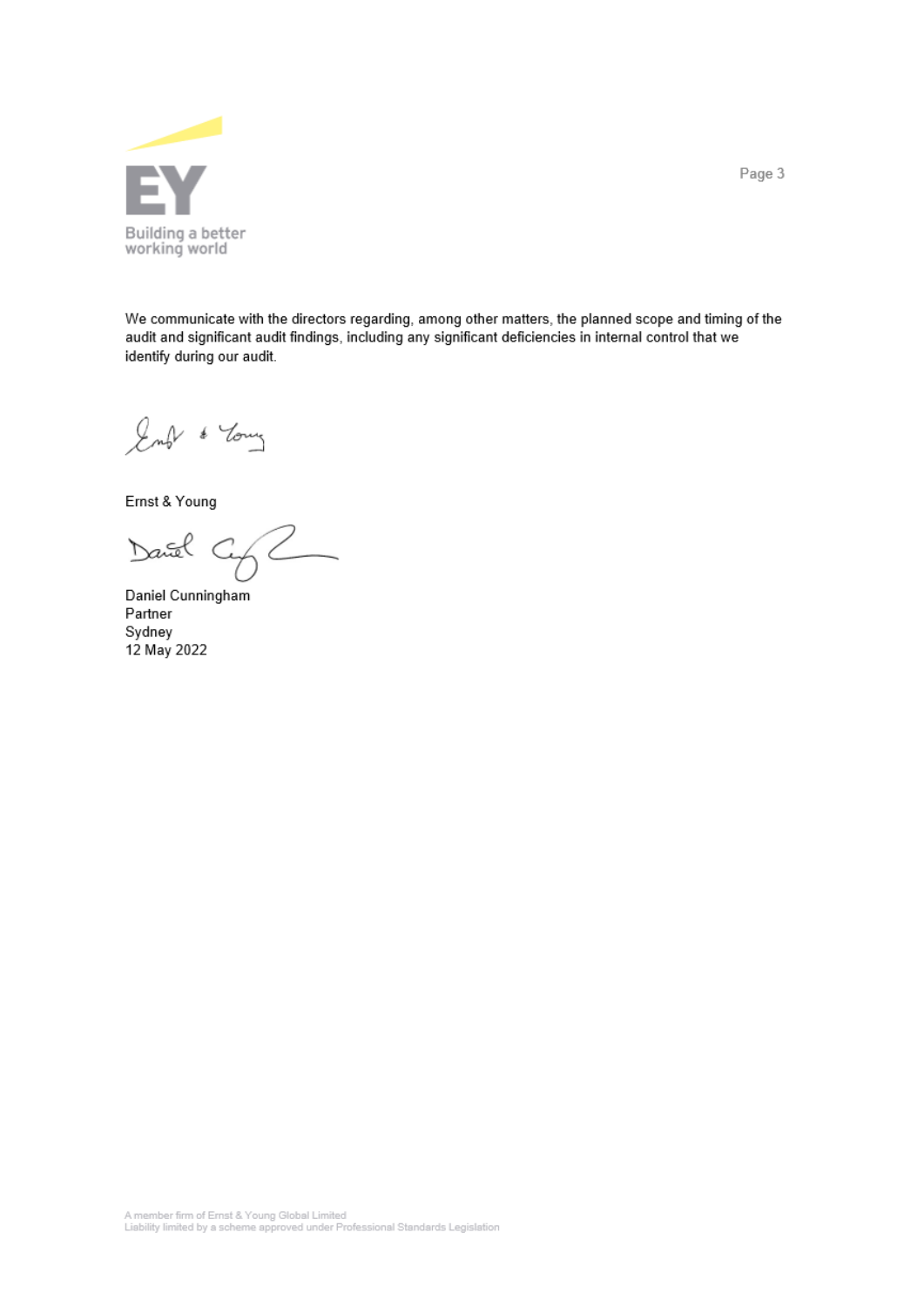We communicate with the directors regarding, among other matters, the planned scope and timing of the audit and significant audit findings, including any significant deficiencies in internal control that we identify during our audit.

Ernst & Young

Daniel Cunningham
Partner
Sydney
12 May 2022